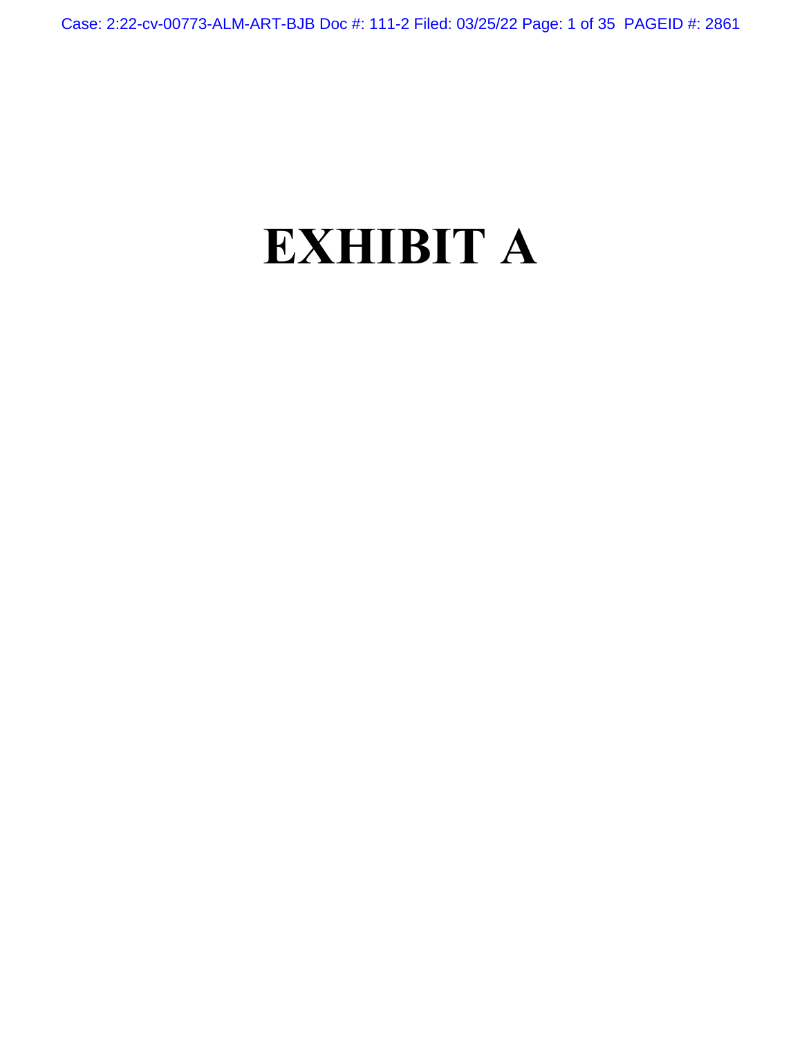# EXHIBIT A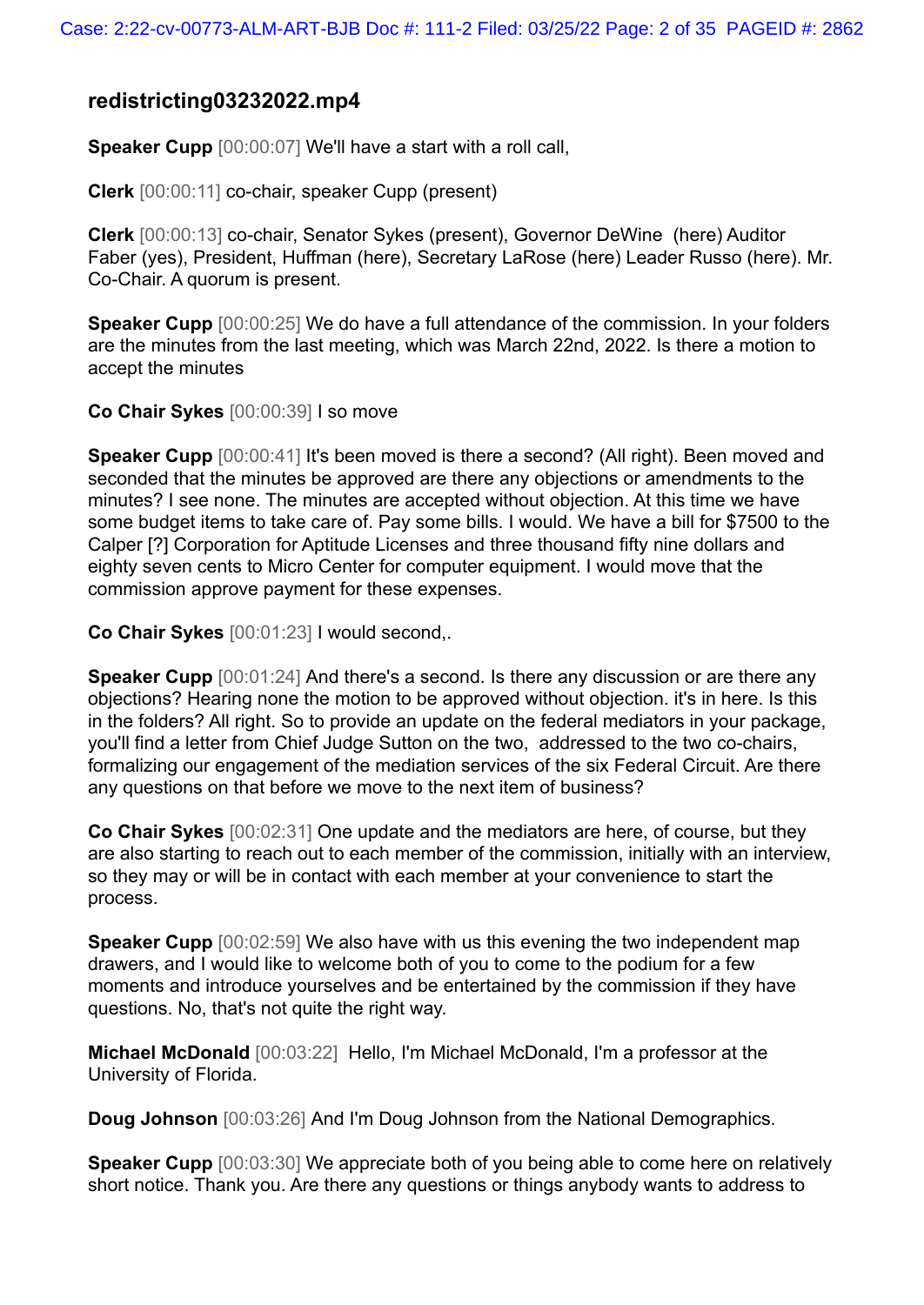## redistricting03232022.mp4

**Speaker Cupp** [00:00:07] We'll have a start with a roll call,

**Clerk** [00:00:11] co-chair, speaker Cupp (present)

**Clerk** [00:00:13] co-chair, Senator Sykes (present), Governor DeWine (here) Auditor Faber (yes), President, Huffman (here), Secretary LaRose (here) Leader Russo (here). Mr. Co-Chair. A quorum is present.

**Speaker Cupp** [00:00:25] We do have a full attendance of the commission. In your folders are the minutes from the last meeting, which was March 22nd, 2022. Is there a motion to accept the minutes

**Co Chair Sykes** [00:00:39] I so move

**Speaker Cupp** [00:00:41] It's been moved is there a second? (All right). Been moved and seconded that the minutes be approved are there any objections or amendments to the minutes? I see none. The minutes are accepted without objection. At this time we have some budget items to take care of. Pay some bills. I would. We have a bill for $7500 to the Calper [?] Corporation for Aptitude Licenses and three thousand fifty nine dollars and eighty seven cents to Micro Center for computer equipment. I would move that the commission approve payment for these expenses.

**Co Chair Sykes** [00:01:23] I would second,.

**Speaker Cupp** [00:01:24] And there's a second. Is there any discussion or are there any objections? Hearing none the motion to be approved without objection. it's in here. Is this in the folders? All right. So to provide an update on the federal mediators in your package, you'll find a letter from Chief Judge Sutton on the two, addressed to the two co-chairs, formalizing our engagement of the mediation services of the six Federal Circuit. Are there any questions on that before we move to the next item of business?

**Co Chair Sykes** [00:02:31] One update and the mediators are here, of course, but they are also starting to reach out to each member of the commission, initially with an interview, so they may or will be in contact with each member at your convenience to start the process.

**Speaker Cupp** [00:02:59] We also have with us this evening the two independent map drawers, and I would like to welcome both of you to come to the podium for a few moments and introduce yourselves and be entertained by the commission if they have questions. No, that's not quite the right way.

**Michael McDonald** [00:03:22] Hello, I'm Michael McDonald, I'm a professor at the University of Florida.

**Doug Johnson** [00:03:26] And I'm Doug Johnson from the National Demographics.

**Speaker Cupp** [00:03:30] We appreciate both of you being able to come here on relatively short notice. Thank you. Are there any questions or things anybody wants to address to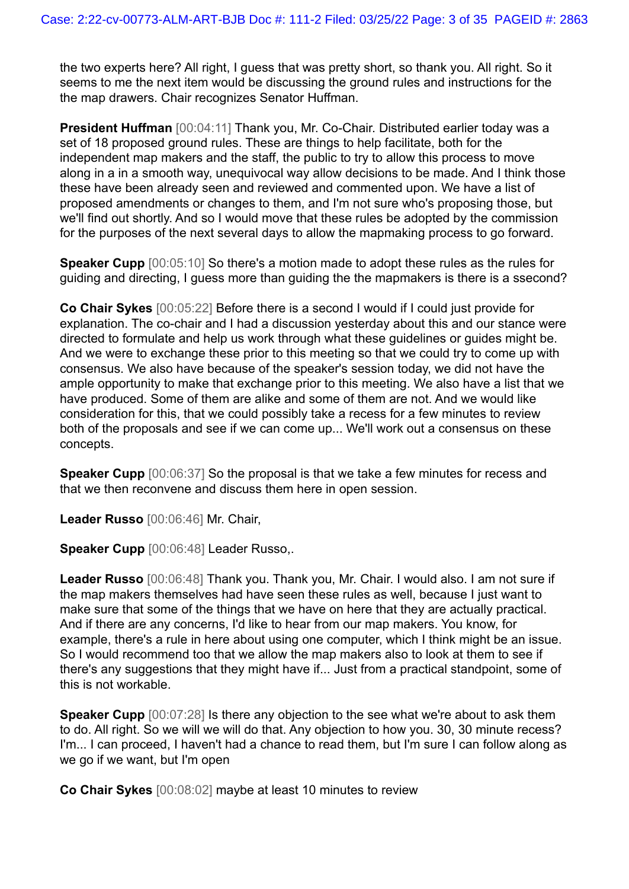the two experts here? All right, I guess that was pretty short, so thank you. All right. So it seems to me the next item would be discussing the ground rules and instructions for the the map drawers. Chair recognizes Senator Huffman.

**President Huffman** [00:04:11] Thank you, Mr. Co-Chair. Distributed earlier today was a set of 18 proposed ground rules. These are things to help facilitate, both for the independent map makers and the staff, the public to try to allow this process to move along in a in a smooth way, unequivocal way allow decisions to be made. And I think those these have been already seen and reviewed and commented upon. We have a list of proposed amendments or changes to them, and I'm not sure who's proposing those, but we'll find out shortly. And so I would move that these rules be adopted by the commission for the purposes of the next several days to allow the mapmaking process to go forward.

**Speaker Cupp** [00:05:10] So there's a motion made to adopt these rules as the rules for guiding and directing, I guess more than guiding the the mapmakers is there is a ssecond?

**Co Chair Sykes** [00:05:22] Before there is a second I would if I could just provide for explanation. The co-chair and I had a discussion yesterday about this and our stance were directed to formulate and help us work through what these guidelines or guides might be. And we were to exchange these prior to this meeting so that we could try to come up with consensus. We also have because of the speaker's session today, we did not have the ample opportunity to make that exchange prior to this meeting. We also have a list that we have produced. Some of them are alike and some of them are not. And we would like consideration for this, that we could possibly take a recess for a few minutes to review both of the proposals and see if we can come up... We'll work out a consensus on these concepts.

**Speaker Cupp** [00:06:37] So the proposal is that we take a few minutes for recess and that we then reconvene and discuss them here in open session.

**Leader Russo** [00:06:46] Mr. Chair,

**Speaker Cupp** [00:06:48] Leader Russo,.

**Leader Russo** [00:06:48] Thank you. Thank you, Mr. Chair. I would also. I am not sure if the map makers themselves had have seen these rules as well, because I just want to make sure that some of the things that we have on here that they are actually practical. And if there are any concerns, I'd like to hear from our map makers. You know, for example, there's a rule in here about using one computer, which I think might be an issue. So I would recommend too that we allow the map makers also to look at them to see if there's any suggestions that they might have if... Just from a practical standpoint, some of this is not workable.

**Speaker Cupp** [00:07:28] Is there any objection to the see what we're about to ask them to do. All right. So we will we will do that. Any objection to how you. 30, 30 minute recess? I'm... I can proceed, I haven't had a chance to read them, but I'm sure I can follow along as we go if we want, but I'm open

**Co Chair Sykes** [00:08:02] maybe at least 10 minutes to review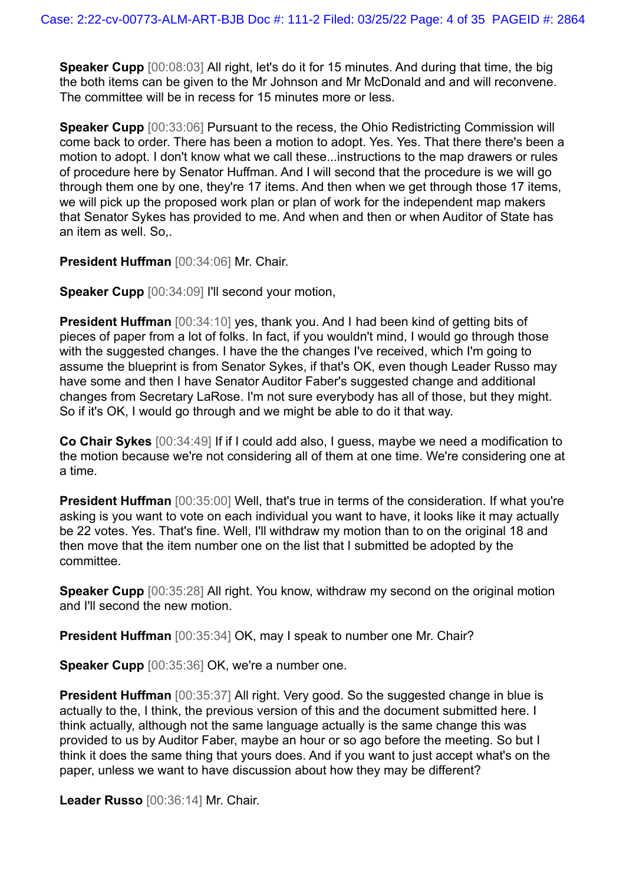**Speaker Cupp** [00:08:03] All right, let's do it for 15 minutes. And during that time, the big the both items can be given to the Mr Johnson and Mr McDonald and and will reconvene. The committee will be in recess for 15 minutes more or less.

**Speaker Cupp** [00:33:06] Pursuant to the recess, the Ohio Redistricting Commission will come back to order. There has been a motion to adopt. Yes. Yes. That there there's been a motion to adopt. I don't know what we call these...instructions to the map drawers or rules of procedure here by Senator Huffman. And I will second that the procedure is we will go through them one by one, they're 17 items. And then when we get through those 17 items, we will pick up the proposed work plan or plan of work for the independent map makers that Senator Sykes has provided to me. And when and then or when Auditor of State has an item as well. So,.

**President Huffman** [00:34:06] Mr. Chair.

**Speaker Cupp** [00:34:09] I'll second your motion,

**President Huffman** [00:34:10] yes, thank you. And I had been kind of getting bits of pieces of paper from a lot of folks. In fact, if you wouldn't mind, I would go through those with the suggested changes. I have the the changes I've received, which I'm going to assume the blueprint is from Senator Sykes, if that's OK, even though Leader Russo may have some and then I have Senator Auditor Faber's suggested change and additional changes from Secretary LaRose. I'm not sure everybody has all of those, but they might. So if it's OK, I would go through and we might be able to do it that way.

**Co Chair Sykes** [00:34:49] If if I could add also, I guess, maybe we need a modification to the motion because we're not considering all of them at one time. We're considering one at a time.

**President Huffman** [00:35:00] Well, that's true in terms of the consideration. If what you're asking is you want to vote on each individual you want to have, it looks like it may actually be 22 votes. Yes. That's fine. Well, I'll withdraw my motion than to on the original 18 and then move that the item number one on the list that I submitted be adopted by the committee.

**Speaker Cupp** [00:35:28] All right. You know, withdraw my second on the original motion and I'll second the new motion.

**President Huffman** [00:35:34] OK, may I speak to number one Mr. Chair?

**Speaker Cupp** [00:35:36] OK, we're a number one.

**President Huffman** [00:35:37] All right. Very good. So the suggested change in blue is actually to the, I think, the previous version of this and the document submitted here. I think actually, although not the same language actually is the same change this was provided to us by Auditor Faber, maybe an hour or so ago before the meeting. So but I think it does the same thing that yours does. And if you want to just accept what's on the paper, unless we want to have discussion about how they may be different?

**Leader Russo** [00:36:14] Mr. Chair.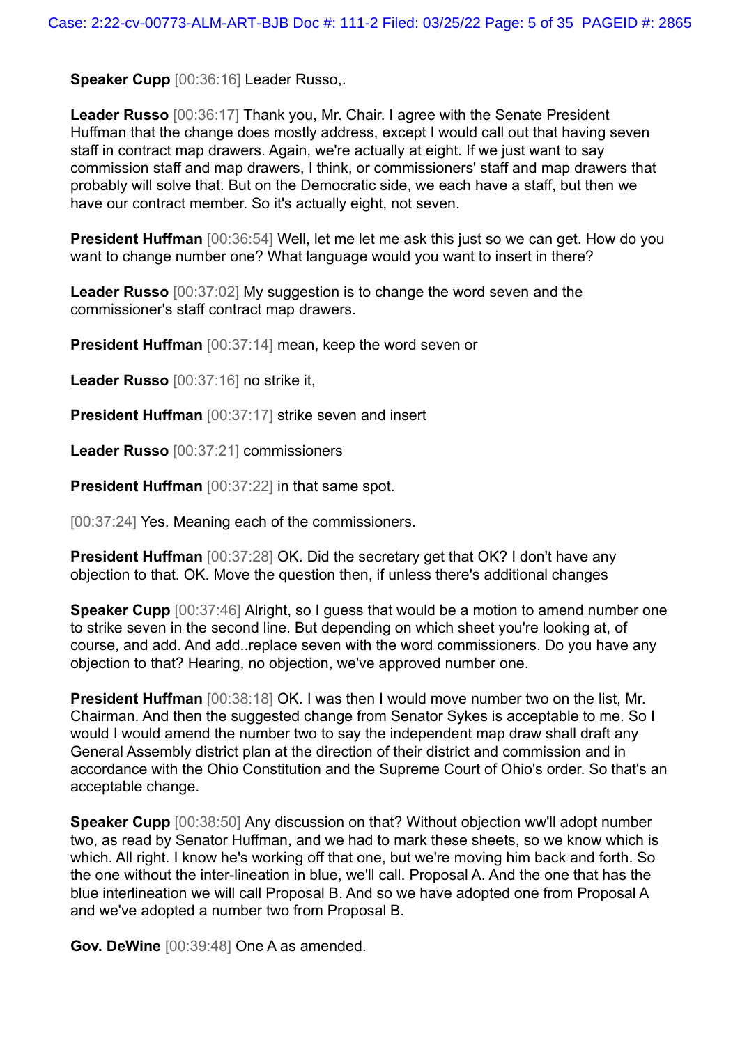**Speaker Cupp** [00:36:16] Leader Russo,.

**Leader Russo** [00:36:17] Thank you, Mr. Chair. I agree with the Senate President Huffman that the change does mostly address, except I would call out that having seven staff in contract map drawers. Again, we're actually at eight. If we just want to say commission staff and map drawers, I think, or commissioners' staff and map drawers that probably will solve that. But on the Democratic side, we each have a staff, but then we have our contract member. So it's actually eight, not seven.

**President Huffman** [00:36:54] Well, let me let me ask this just so we can get. How do you want to change number one? What language would you want to insert in there?

**Leader Russo** [00:37:02] My suggestion is to change the word seven and the commissioner's staff contract map drawers.

**President Huffman** [00:37:14] mean, keep the word seven or

**Leader Russo** [00:37:16] no strike it,

**President Huffman** [00:37:17] strike seven and insert

**Leader Russo** [00:37:21] commissioners

**President Huffman** [00:37:22] in that same spot.

[00:37:24] Yes. Meaning each of the commissioners.

**President Huffman** [00:37:28] OK. Did the secretary get that OK? I don't have any objection to that. OK. Move the question then, if unless there's additional changes

**Speaker Cupp** [00:37:46] Alright, so I guess that would be a motion to amend number one to strike seven in the second line. But depending on which sheet you're looking at, of course, and add. And add..replace seven with the word commissioners. Do you have any objection to that? Hearing, no objection, we've approved number one.

**President Huffman** [00:38:18] OK. I was then I would move number two on the list, Mr. Chairman. And then the suggested change from Senator Sykes is acceptable to me. So I would I would amend the number two to say the independent map draw shall draft any General Assembly district plan at the direction of their district and commission and in accordance with the Ohio Constitution and the Supreme Court of Ohio's order. So that's an acceptable change.

**Speaker Cupp** [00:38:50] Any discussion on that? Without objection ww'll adopt number two, as read by Senator Huffman, and we had to mark these sheets, so we know which is which. All right. I know he's working off that one, but we're moving him back and forth. So the one without the inter-lineation in blue, we'll call. Proposal A. And the one that has the blue interlineation we will call Proposal B. And so we have adopted one from Proposal A and we've adopted a number two from Proposal B.

**Gov. DeWine** [00:39:48] One A as amended.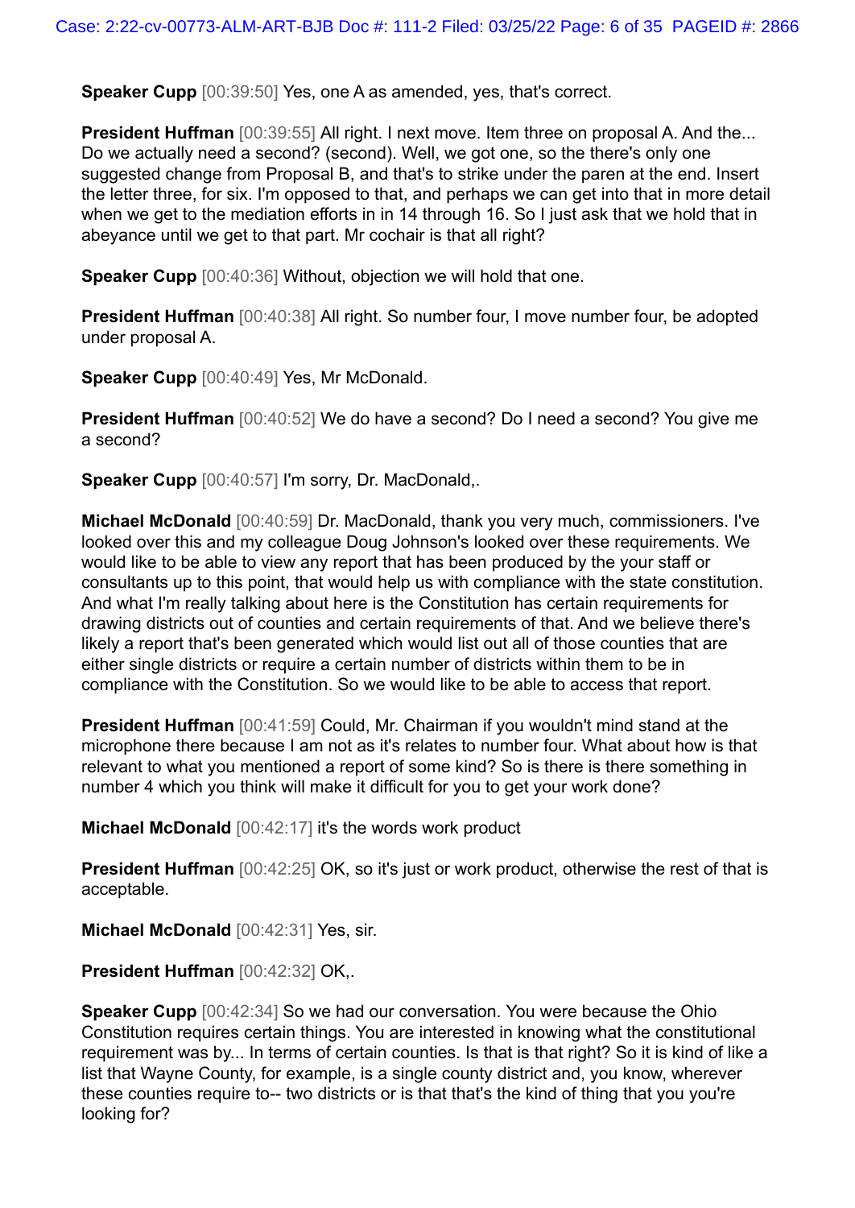**Speaker Cupp** [00:39:50] Yes, one A as amended, yes, that's correct.

**President Huffman** [00:39:55] All right. I next move. Item three on proposal A. And the... Do we actually need a second? (second). Well, we got one, so the there's only one suggested change from Proposal B, and that's to strike under the paren at the end. Insert the letter three, for six. I'm opposed to that, and perhaps we can get into that in more detail when we get to the mediation efforts in in 14 through 16. So I just ask that we hold that in abeyance until we get to that part. Mr cochair is that all right?

**Speaker Cupp** [00:40:36] Without, objection we will hold that one.

**President Huffman** [00:40:38] All right. So number four, I move number four, be adopted under proposal A.

**Speaker Cupp** [00:40:49] Yes, Mr McDonald.

**President Huffman** [00:40:52] We do have a second? Do I need a second? You give me a second?

**Speaker Cupp** [00:40:57] I'm sorry, Dr. MacDonald,.

**Michael McDonald** [00:40:59] Dr. MacDonald, thank you very much, commissioners. I've looked over this and my colleague Doug Johnson's looked over these requirements. We would like to be able to view any report that has been produced by the your staff or consultants up to this point, that would help us with compliance with the state constitution. And what I'm really talking about here is the Constitution has certain requirements for drawing districts out of counties and certain requirements of that. And we believe there's likely a report that's been generated which would list out all of those counties that are either single districts or require a certain number of districts within them to be in compliance with the Constitution. So we would like to be able to access that report.

**President Huffman** [00:41:59] Could, Mr. Chairman if you wouldn't mind stand at the microphone there because I am not as it's relates to number four. What about how is that relevant to what you mentioned a report of some kind? So is there is there something in number 4 which you think will make it difficult for you to get your work done?

**Michael McDonald** [00:42:17] it's the words work product

**President Huffman** [00:42:25] OK, so it's just or work product, otherwise the rest of that is acceptable.

**Michael McDonald** [00:42:31] Yes, sir.

**President Huffman** [00:42:32] OK,.

**Speaker Cupp** [00:42:34] So we had our conversation. You were because the Ohio Constitution requires certain things. You are interested in knowing what the constitutional requirement was by... In terms of certain counties. Is that is that right? So it is kind of like a list that Wayne County, for example, is a single county district and, you know, wherever these counties require to-- two districts or is that that's the kind of thing that you you're looking for?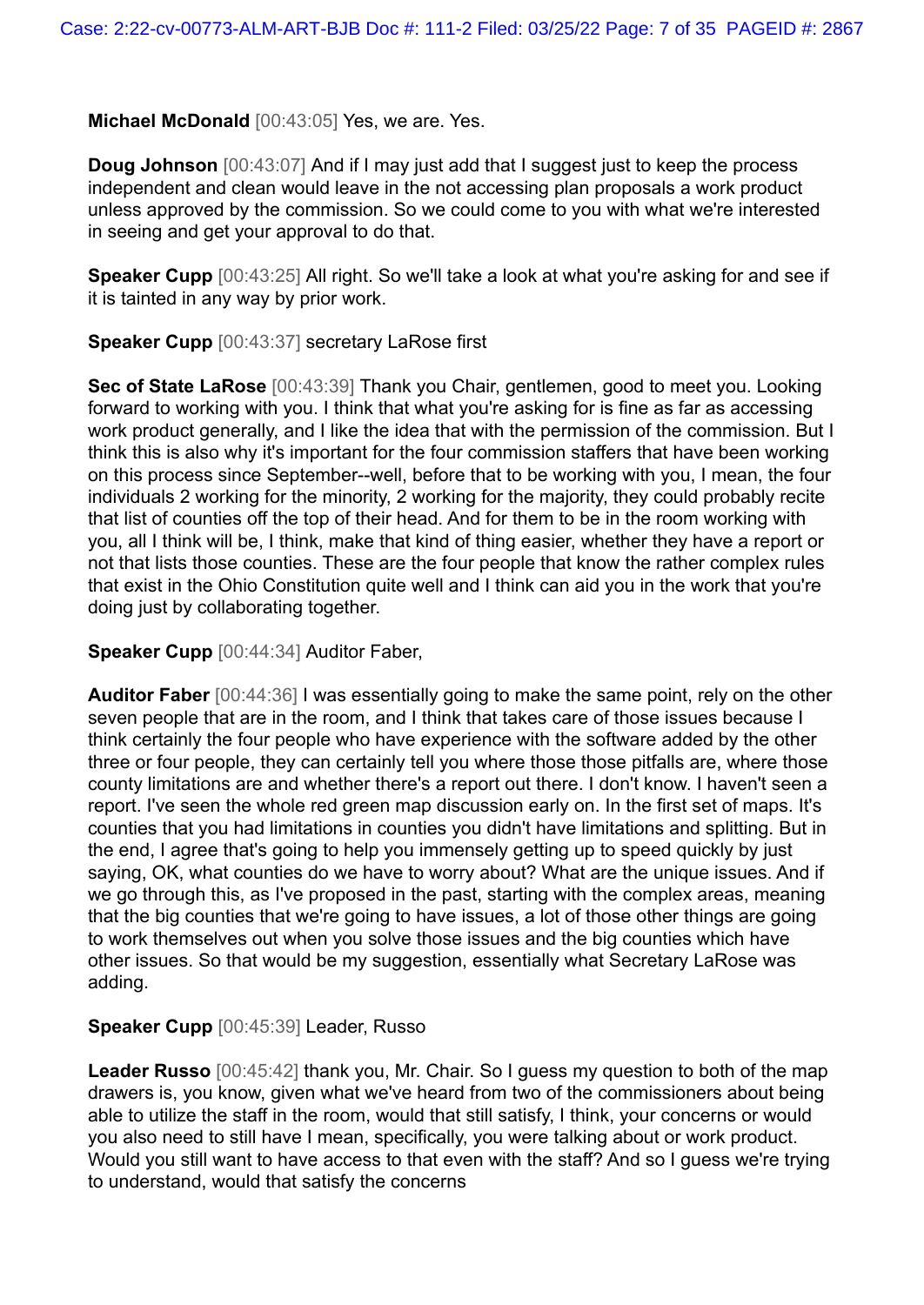**Michael McDonald** [00:43:05] Yes, we are. Yes.

**Doug Johnson** [00:43:07] And if I may just add that I suggest just to keep the process independent and clean would leave in the not accessing plan proposals a work product unless approved by the commission. So we could come to you with what we're interested in seeing and get your approval to do that.

**Speaker Cupp** [00:43:25] All right. So we'll take a look at what you're asking for and see if it is tainted in any way by prior work.

**Speaker Cupp** [00:43:37] secretary LaRose first

**Sec of State LaRose** [00:43:39] Thank you Chair, gentlemen, good to meet you. Looking forward to working with you. I think that what you're asking for is fine as far as accessing work product generally, and I like the idea that with the permission of the commission. But I think this is also why it's important for the four commission staffers that have been working on this process since September--well, before that to be working with you, I mean, the four individuals 2 working for the minority, 2 working for the majority, they could probably recite that list of counties off the top of their head. And for them to be in the room working with you, all I think will be, I think, make that kind of thing easier, whether they have a report or not that lists those counties. These are the four people that know the rather complex rules that exist in the Ohio Constitution quite well and I think can aid you in the work that you're doing just by collaborating together.

**Speaker Cupp** [00:44:34] Auditor Faber,

**Auditor Faber** [00:44:36] I was essentially going to make the same point, rely on the other seven people that are in the room, and I think that takes care of those issues because I think certainly the four people who have experience with the software added by the other three or four people, they can certainly tell you where those those pitfalls are, where those county limitations are and whether there's a report out there. I don't know. I haven't seen a report. I've seen the whole red green map discussion early on. In the first set of maps. It's counties that you had limitations in counties you didn't have limitations and splitting. But in the end, I agree that's going to help you immensely getting up to speed quickly by just saying, OK, what counties do we have to worry about? What are the unique issues. And if we go through this, as I've proposed in the past, starting with the complex areas, meaning that the big counties that we're going to have issues, a lot of those other things are going to work themselves out when you solve those issues and the big counties which have other issues. So that would be my suggestion, essentially what Secretary LaRose was adding.

**Speaker Cupp** [00:45:39] Leader, Russo

**Leader Russo** [00:45:42] thank you, Mr. Chair. So I guess my question to both of the map drawers is, you know, given what we've heard from two of the commissioners about being able to utilize the staff in the room, would that still satisfy, I think, your concerns or would you also need to still have I mean, specifically, you were talking about or work product. Would you still want to have access to that even with the staff? And so I guess we're trying to understand, would that satisfy the concerns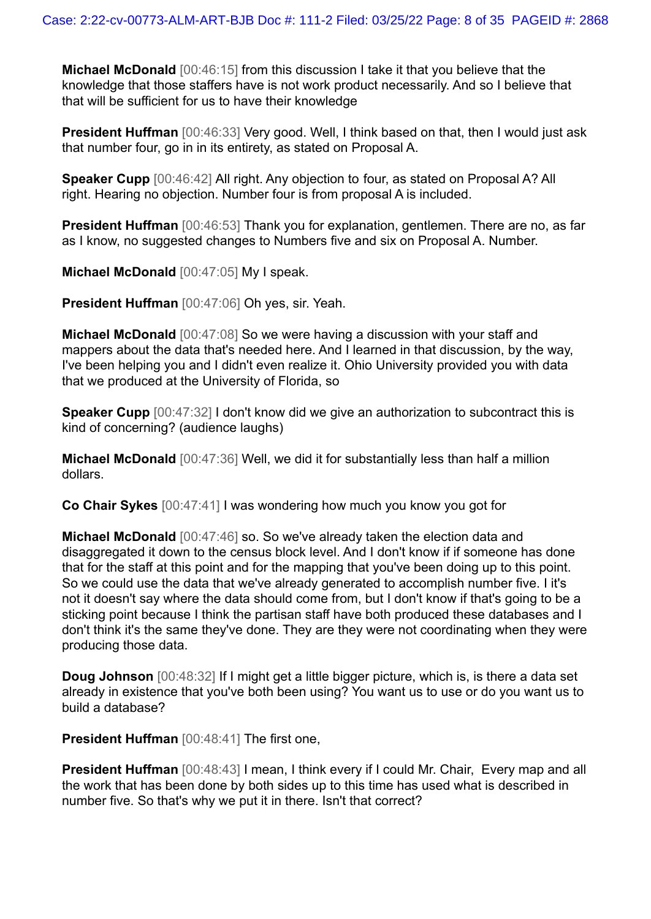**Michael McDonald** [00:46:15] from this discussion I take it that you believe that the knowledge that those staffers have is not work product necessarily. And so I believe that that will be sufficient for us to have their knowledge

**President Huffman** [00:46:33] Very good. Well, I think based on that, then I would just ask that number four, go in in its entirety, as stated on Proposal A.

**Speaker Cupp** [00:46:42] All right. Any objection to four, as stated on Proposal A? All right. Hearing no objection. Number four is from proposal A is included.

**President Huffman** [00:46:53] Thank you for explanation, gentlemen. There are no, as far as I know, no suggested changes to Numbers five and six on Proposal A. Number.

**Michael McDonald** [00:47:05] My I speak.

**President Huffman** [00:47:06] Oh yes, sir. Yeah.

**Michael McDonald** [00:47:08] So we were having a discussion with your staff and mappers about the data that's needed here. And I learned in that discussion, by the way, I've been helping you and I didn't even realize it. Ohio University provided you with data that we produced at the University of Florida, so

**Speaker Cupp** [00:47:32] I don't know did we give an authorization to subcontract this is kind of concerning? (audience laughs)

**Michael McDonald** [00:47:36] Well, we did it for substantially less than half a million dollars.

**Co Chair Sykes** [00:47:41] I was wondering how much you know you got for

**Michael McDonald** [00:47:46] so. So we've already taken the election data and disaggregated it down to the census block level. And I don't know if if someone has done that for the staff at this point and for the mapping that you've been doing up to this point. So we could use the data that we've already generated to accomplish number five. I it's not it doesn't say where the data should come from, but I don't know if that's going to be a sticking point because I think the partisan staff have both produced these databases and I don't think it's the same they've done. They are they were not coordinating when they were producing those data.

**Doug Johnson** [00:48:32] If I might get a little bigger picture, which is, is there a data set already in existence that you've both been using? You want us to use or do you want us to build a database?

**President Huffman** [00:48:41] The first one,

**President Huffman** [00:48:43] I mean, I think every if I could Mr. Chair, Every map and all the work that has been done by both sides up to this time has used what is described in number five. So that's why we put it in there. Isn't that correct?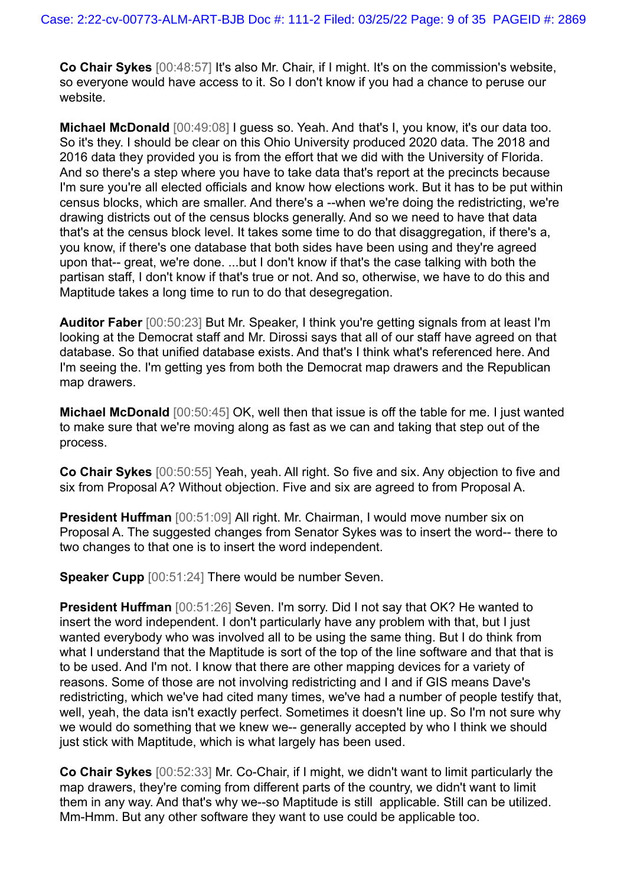**Co Chair Sykes** [00:48:57] It's also Mr. Chair, if I might. It's on the commission's website, so everyone would have access to it. So I don't know if you had a chance to peruse our website.

**Michael McDonald** [00:49:08] I guess so. Yeah. And that's I, you know, it's our data too. So it's they. I should be clear on this Ohio University produced 2020 data. The 2018 and 2016 data they provided you is from the effort that we did with the University of Florida. And so there's a step where you have to take data that's report at the precincts because I'm sure you're all elected officials and know how elections work. But it has to be put within census blocks, which are smaller. And there's a --when we're doing the redistricting, we're drawing districts out of the census blocks generally. And so we need to have that data that's at the census block level. It takes some time to do that disaggregation, if there's a, you know, if there's one database that both sides have been using and they're agreed upon that-- great, we're done. ...but I don't know if that's the case talking with both the partisan staff, I don't know if that's true or not. And so, otherwise, we have to do this and Maptitude takes a long time to run to do that desegregation.

**Auditor Faber** [00:50:23] But Mr. Speaker, I think you're getting signals from at least I'm looking at the Democrat staff and Mr. Dirossi says that all of our staff have agreed on that database. So that unified database exists. And that's I think what's referenced here. And I'm seeing the. I'm getting yes from both the Democrat map drawers and the Republican map drawers.

**Michael McDonald** [00:50:45] OK, well then that issue is off the table for me. I just wanted to make sure that we're moving along as fast as we can and taking that step out of the process.

**Co Chair Sykes** [00:50:55] Yeah, yeah. All right. So five and six. Any objection to five and six from Proposal A? Without objection. Five and six are agreed to from Proposal A.

**President Huffman** [00:51:09] All right. Mr. Chairman, I would move number six on Proposal A. The suggested changes from Senator Sykes was to insert the word-- there to two changes to that one is to insert the word independent.

**Speaker Cupp** [00:51:24] There would be number Seven.

**President Huffman** [00:51:26] Seven. I'm sorry. Did I not say that OK? He wanted to insert the word independent. I don't particularly have any problem with that, but I just wanted everybody who was involved all to be using the same thing. But I do think from what I understand that the Maptitude is sort of the top of the line software and that that is to be used. And I'm not. I know that there are other mapping devices for a variety of reasons. Some of those are not involving redistricting and I and if GIS means Dave's redistricting, which we've had cited many times, we've had a number of people testify that, well, yeah, the data isn't exactly perfect. Sometimes it doesn't line up. So I'm not sure why we would do something that we knew we-- generally accepted by who I think we should just stick with Maptitude, which is what largely has been used.

**Co Chair Sykes** [00:52:33] Mr. Co-Chair, if I might, we didn't want to limit particularly the map drawers, they're coming from different parts of the country, we didn't want to limit them in any way. And that's why we--so Maptitude is still applicable. Still can be utilized. Mm-Hmm. But any other software they want to use could be applicable too.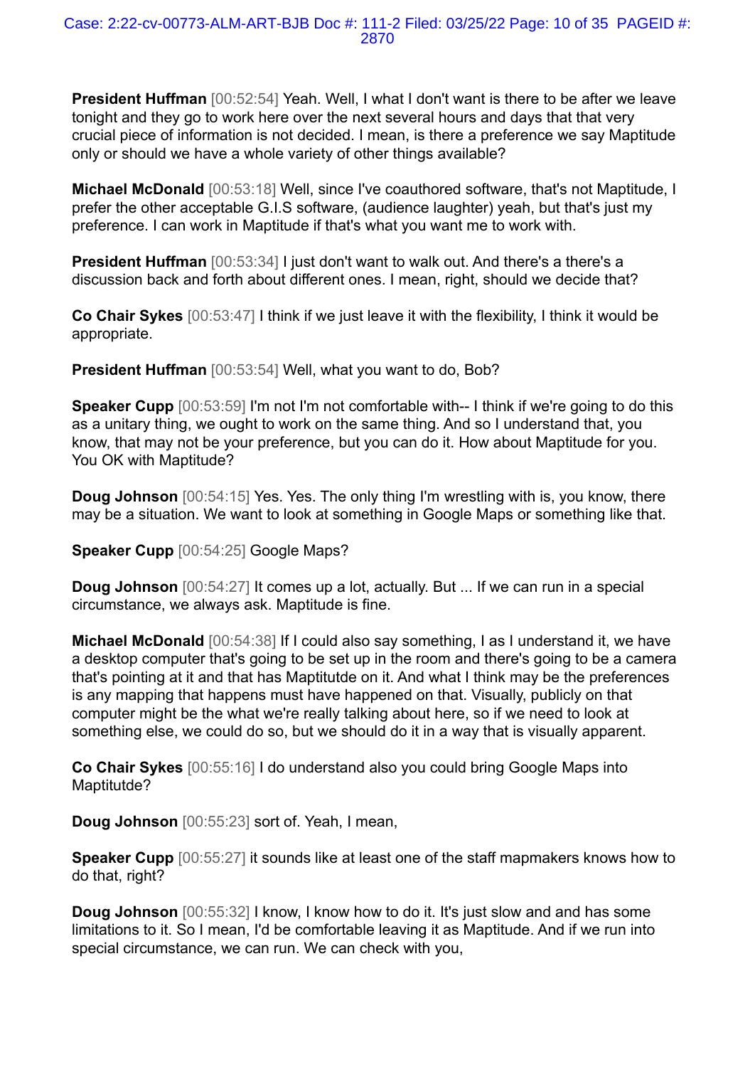**President Huffman** [00:52:54] Yeah. Well, I what I don't want is there to be after we leave tonight and they go to work here over the next several hours and days that that very crucial piece of information is not decided. I mean, is there a preference we say Maptitude only or should we have a whole variety of other things available?

**Michael McDonald** [00:53:18] Well, since I've coauthored software, that's not Maptitude, I prefer the other acceptable G.I.S software, (audience laughter) yeah, but that's just my preference. I can work in Maptitude if that's what you want me to work with.

**President Huffman** [00:53:34] I just don't want to walk out. And there's a there's a discussion back and forth about different ones. I mean, right, should we decide that?

**Co Chair Sykes** [00:53:47] I think if we just leave it with the flexibility, I think it would be appropriate.

**President Huffman** [00:53:54] Well, what you want to do, Bob?

**Speaker Cupp** [00:53:59] I'm not I'm not comfortable with-- I think if we're going to do this as a unitary thing, we ought to work on the same thing. And so I understand that, you know, that may not be your preference, but you can do it. How about Maptitude for you. You OK with Maptitude?

**Doug Johnson** [00:54:15] Yes. Yes. The only thing I'm wrestling with is, you know, there may be a situation. We want to look at something in Google Maps or something like that.

**Speaker Cupp** [00:54:25] Google Maps?

**Doug Johnson** [00:54:27] It comes up a lot, actually. But ... If we can run in a special circumstance, we always ask. Maptitude is fine.

**Michael McDonald** [00:54:38] If I could also say something, I as I understand it, we have a desktop computer that's going to be set up in the room and there's going to be a camera that's pointing at it and that has Maptitutde on it. And what I think may be the preferences is any mapping that happens must have happened on that. Visually, publicly on that computer might be the what we're really talking about here, so if we need to look at something else, we could do so, but we should do it in a way that is visually apparent.

**Co Chair Sykes** [00:55:16] I do understand also you could bring Google Maps into Maptitutde?

**Doug Johnson** [00:55:23] sort of. Yeah, I mean,

**Speaker Cupp** [00:55:27] it sounds like at least one of the staff mapmakers knows how to do that, right?

**Doug Johnson** [00:55:32] I know, I know how to do it. It's just slow and and has some limitations to it. So I mean, I'd be comfortable leaving it as Maptitude. And if we run into special circumstance, we can run. We can check with you,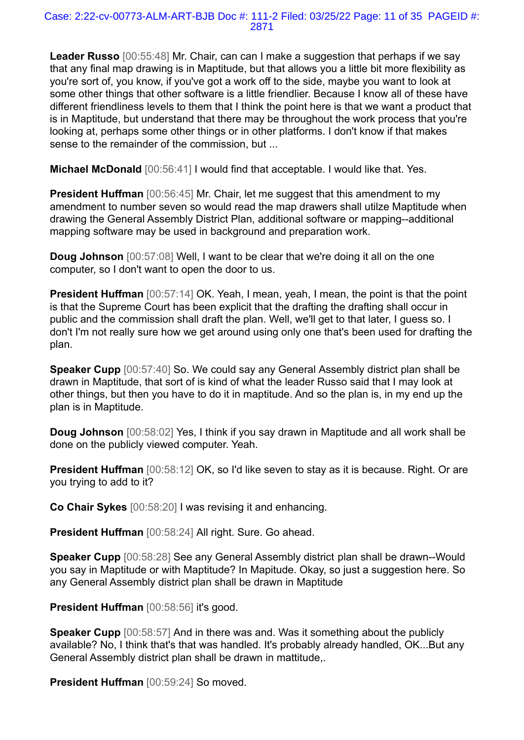**Leader Russo** [00:55:48] Mr. Chair, can can I make a suggestion that perhaps if we say that any final map drawing is in Maptitude, but that allows you a little bit more flexibility as you're sort of, you know, if you've got a work off to the side, maybe you want to look at some other things that other software is a little friendlier. Because I know all of these have different friendliness levels to them that I think the point here is that we want a product that is in Maptitude, but understand that there may be throughout the work process that you're looking at, perhaps some other things or in other platforms. I don't know if that makes sense to the remainder of the commission, but ...

**Michael McDonald** [00:56:41] I would find that acceptable. I would like that. Yes.

**President Huffman** [00:56:45] Mr. Chair, let me suggest that this amendment to my amendment to number seven so would read the map drawers shall utilze Maptitude when drawing the General Assembly District Plan, additional software or mapping--additional mapping software may be used in background and preparation work.

**Doug Johnson** [00:57:08] Well, I want to be clear that we're doing it all on the one computer, so I don't want to open the door to us.

**President Huffman** [00:57:14] OK. Yeah, I mean, yeah, I mean, the point is that the point is that the Supreme Court has been explicit that the drafting the drafting shall occur in public and the commission shall draft the plan. Well, we'll get to that later, I guess so. I don't I'm not really sure how we get around using only one that's been used for drafting the plan.

**Speaker Cupp** [00:57:40] So. We could say any General Assembly district plan shall be drawn in Maptitude, that sort of is kind of what the leader Russo said that I may look at other things, but then you have to do it in maptitude. And so the plan is, in my end up the plan is in Maptitude.

**Doug Johnson** [00:58:02] Yes, I think if you say drawn in Maptitude and all work shall be done on the publicly viewed computer. Yeah.

**President Huffman** [00:58:12] OK, so I'd like seven to stay as it is because. Right. Or are you trying to add to it?

**Co Chair Sykes** [00:58:20] I was revising it and enhancing.

**President Huffman** [00:58:24] All right. Sure. Go ahead.

**Speaker Cupp** [00:58:28] See any General Assembly district plan shall be drawn--Would you say in Maptitude or with Maptitude? In Mapitude. Okay, so just a suggestion here. So any General Assembly district plan shall be drawn in Maptitude

**President Huffman** [00:58:56] it's good.

**Speaker Cupp** [00:58:57] And in there was and. Was it something about the publicly available? No, I think that's that was handled. It's probably already handled, OK...But any General Assembly district plan shall be drawn in mattitude,.

**President Huffman** [00:59:24] So moved.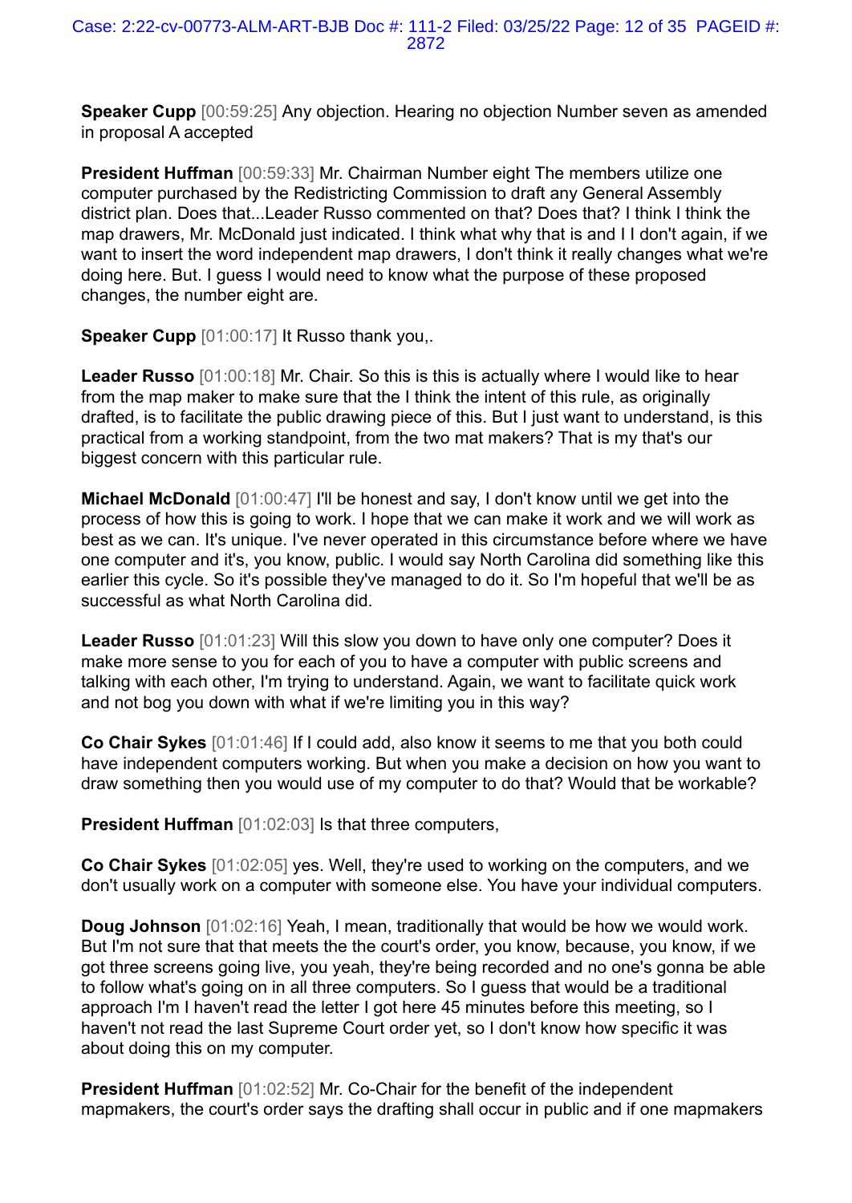**Speaker Cupp** [00:59:25] Any objection. Hearing no objection Number seven as amended in proposal A accepted

**President Huffman** [00:59:33] Mr. Chairman Number eight The members utilize one computer purchased by the Redistricting Commission to draft any General Assembly district plan. Does that...Leader Russo commented on that? Does that? I think I think the map drawers, Mr. McDonald just indicated. I think what why that is and I I don't again, if we want to insert the word independent map drawers, I don't think it really changes what we're doing here. But. I guess I would need to know what the purpose of these proposed changes, the number eight are.

**Speaker Cupp** [01:00:17] It Russo thank you,.

**Leader Russo** [01:00:18] Mr. Chair. So this is this is actually where I would like to hear from the map maker to make sure that the I think the intent of this rule, as originally drafted, is to facilitate the public drawing piece of this. But I just want to understand, is this practical from a working standpoint, from the two mat makers? That is my that's our biggest concern with this particular rule.

**Michael McDonald** [01:00:47] I'll be honest and say, I don't know until we get into the process of how this is going to work. I hope that we can make it work and we will work as best as we can. It's unique. I've never operated in this circumstance before where we have one computer and it's, you know, public. I would say North Carolina did something like this earlier this cycle. So it's possible they've managed to do it. So I'm hopeful that we'll be as successful as what North Carolina did.

**Leader Russo** [01:01:23] Will this slow you down to have only one computer? Does it make more sense to you for each of you to have a computer with public screens and talking with each other, I'm trying to understand. Again, we want to facilitate quick work and not bog you down with what if we're limiting you in this way?

**Co Chair Sykes** [01:01:46] If I could add, also know it seems to me that you both could have independent computers working. But when you make a decision on how you want to draw something then you would use of my computer to do that? Would that be workable?

**President Huffman** [01:02:03] Is that three computers,

**Co Chair Sykes** [01:02:05] yes. Well, they're used to working on the computers, and we don't usually work on a computer with someone else. You have your individual computers.

**Doug Johnson** [01:02:16] Yeah, I mean, traditionally that would be how we would work. But I'm not sure that that meets the the court's order, you know, because, you know, if we got three screens going live, you yeah, they're being recorded and no one's gonna be able to follow what's going on in all three computers. So I guess that would be a traditional approach I'm I haven't read the letter I got here 45 minutes before this meeting, so I haven't not read the last Supreme Court order yet, so I don't know how specific it was about doing this on my computer.

**President Huffman** [01:02:52] Mr. Co-Chair for the benefit of the independent mapmakers, the court's order says the drafting shall occur in public and if one mapmakers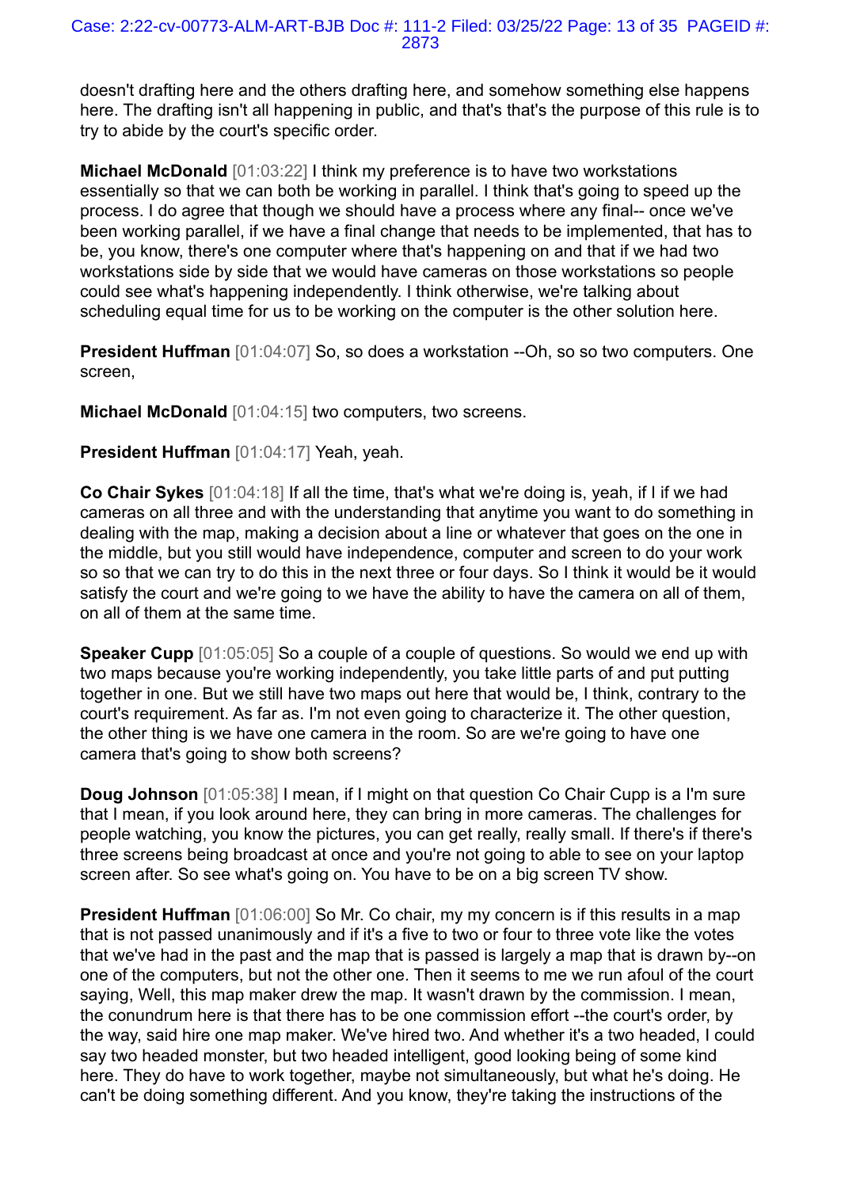doesn't drafting here and the others drafting here, and somehow something else happens here. The drafting isn't all happening in public, and that's that's the purpose of this rule is to try to abide by the court's specific order.

**Michael McDonald** [01:03:22] I think my preference is to have two workstations essentially so that we can both be working in parallel. I think that's going to speed up the process. I do agree that though we should have a process where any final-- once we've been working parallel, if we have a final change that needs to be implemented, that has to be, you know, there's one computer where that's happening on and that if we had two workstations side by side that we would have cameras on those workstations so people could see what's happening independently. I think otherwise, we're talking about scheduling equal time for us to be working on the computer is the other solution here.

**President Huffman** [01:04:07] So, so does a workstation --Oh, so so two computers. One screen,

**Michael McDonald** [01:04:15] two computers, two screens.

**President Huffman** [01:04:17] Yeah, yeah.

**Co Chair Sykes** [01:04:18] If all the time, that's what we're doing is, yeah, if I if we had cameras on all three and with the understanding that anytime you want to do something in dealing with the map, making a decision about a line or whatever that goes on the one in the middle, but you still would have independence, computer and screen to do your work so so that we can try to do this in the next three or four days. So I think it would be it would satisfy the court and we're going to we have the ability to have the camera on all of them, on all of them at the same time.

**Speaker Cupp** [01:05:05] So a couple of a couple of questions. So would we end up with two maps because you're working independently, you take little parts of and put putting together in one. But we still have two maps out here that would be, I think, contrary to the court's requirement. As far as. I'm not even going to characterize it. The other question, the other thing is we have one camera in the room. So are we're going to have one camera that's going to show both screens?

**Doug Johnson** [01:05:38] I mean, if I might on that question Co Chair Cupp is a I'm sure that I mean, if you look around here, they can bring in more cameras. The challenges for people watching, you know the pictures, you can get really, really small. If there's if there's three screens being broadcast at once and you're not going to able to see on your laptop screen after. So see what's going on. You have to be on a big screen TV show.

**President Huffman** [01:06:00] So Mr. Co chair, my my concern is if this results in a map that is not passed unanimously and if it's a five to two or four to three vote like the votes that we've had in the past and the map that is passed is largely a map that is drawn by--on one of the computers, but not the other one. Then it seems to me we run afoul of the court saying, Well, this map maker drew the map. It wasn't drawn by the commission. I mean, the conundrum here is that there has to be one commission effort --the court's order, by the way, said hire one map maker. We've hired two. And whether it's a two headed, I could say two headed monster, but two headed intelligent, good looking being of some kind here. They do have to work together, maybe not simultaneously, but what he's doing. He can't be doing something different. And you know, they're taking the instructions of the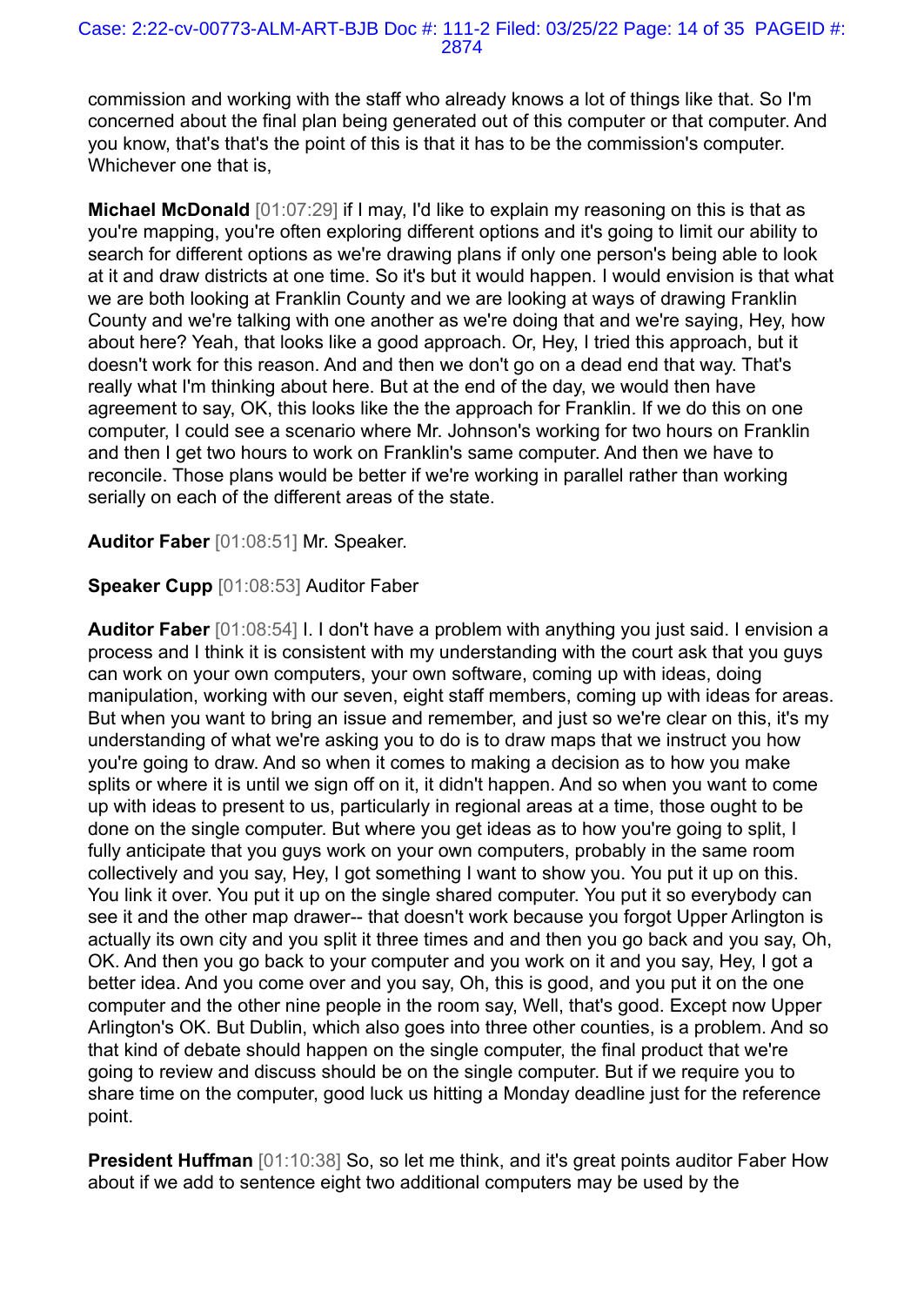commission and working with the staff who already knows a lot of things like that. So I'm concerned about the final plan being generated out of this computer or that computer. And you know, that's that's the point of this is that it has to be the commission's computer. Whichever one that is,

**Michael McDonald** [01:07:29] if I may, I'd like to explain my reasoning on this is that as you're mapping, you're often exploring different options and it's going to limit our ability to search for different options as we're drawing plans if only one person's being able to look at it and draw districts at one time. So it's but it would happen. I would envision is that what we are both looking at Franklin County and we are looking at ways of drawing Franklin County and we're talking with one another as we're doing that and we're saying, Hey, how about here? Yeah, that looks like a good approach. Or, Hey, I tried this approach, but it doesn't work for this reason. And and then we don't go on a dead end that way. That's really what I'm thinking about here. But at the end of the day, we would then have agreement to say, OK, this looks like the the approach for Franklin. If we do this on one computer, I could see a scenario where Mr. Johnson's working for two hours on Franklin and then I get two hours to work on Franklin's same computer. And then we have to reconcile. Those plans would be better if we're working in parallel rather than working serially on each of the different areas of the state.

**Auditor Faber** [01:08:51] Mr. Speaker.

**Speaker Cupp** [01:08:53] Auditor Faber

**Auditor Faber** [01:08:54] I. I don't have a problem with anything you just said. I envision a process and I think it is consistent with my understanding with the court ask that you guys can work on your own computers, your own software, coming up with ideas, doing manipulation, working with our seven, eight staff members, coming up with ideas for areas. But when you want to bring an issue and remember, and just so we're clear on this, it's my understanding of what we're asking you to do is to draw maps that we instruct you how you're going to draw. And so when it comes to making a decision as to how you make splits or where it is until we sign off on it, it didn't happen. And so when you want to come up with ideas to present to us, particularly in regional areas at a time, those ought to be done on the single computer. But where you get ideas as to how you're going to split, I fully anticipate that you guys work on your own computers, probably in the same room collectively and you say, Hey, I got something I want to show you. You put it up on this. You link it over. You put it up on the single shared computer. You put it so everybody can see it and the other map drawer-- that doesn't work because you forgot Upper Arlington is actually its own city and you split it three times and and then you go back and you say, Oh, OK. And then you go back to your computer and you work on it and you say, Hey, I got a better idea. And you come over and you say, Oh, this is good, and you put it on the one computer and the other nine people in the room say, Well, that's good. Except now Upper Arlington's OK. But Dublin, which also goes into three other counties, is a problem. And so that kind of debate should happen on the single computer, the final product that we're going to review and discuss should be on the single computer. But if we require you to share time on the computer, good luck us hitting a Monday deadline just for the reference point.

**President Huffman** [01:10:38] So, so let me think, and it's great points auditor Faber How about if we add to sentence eight two additional computers may be used by the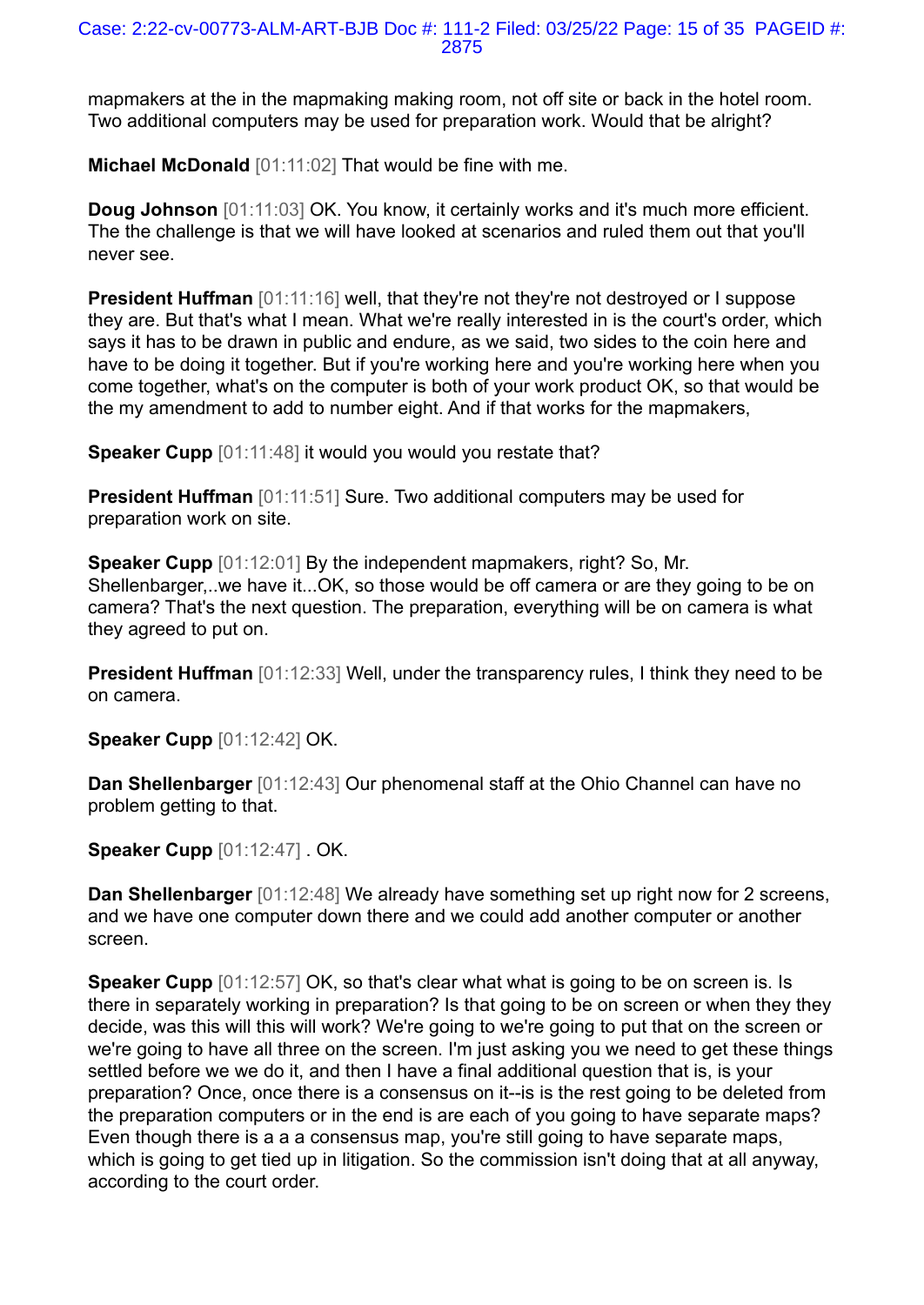mapmakers at the in the mapmaking making room, not off site or back in the hotel room. Two additional computers may be used for preparation work. Would that be alright?

**Michael McDonald** [01:11:02] That would be fine with me.

**Doug Johnson** [01:11:03] OK. You know, it certainly works and it's much more efficient. The the challenge is that we will have looked at scenarios and ruled them out that you'll never see.

**President Huffman** [01:11:16] well, that they're not they're not destroyed or I suppose they are. But that's what I mean. What we're really interested in is the court's order, which says it has to be drawn in public and endure, as we said, two sides to the coin here and have to be doing it together. But if you're working here and you're working here when you come together, what's on the computer is both of your work product OK, so that would be the my amendment to add to number eight. And if that works for the mapmakers,

**Speaker Cupp** [01:11:48] it would you would you restate that?

**President Huffman** [01:11:51] Sure. Two additional computers may be used for preparation work on site.

**Speaker Cupp** [01:12:01] By the independent mapmakers, right? So, Mr. Shellenbarger,..we have it...OK, so those would be off camera or are they going to be on camera? That's the next question. The preparation, everything will be on camera is what they agreed to put on.

**President Huffman** [01:12:33] Well, under the transparency rules, I think they need to be on camera.

**Speaker Cupp** [01:12:42] OK.

**Dan Shellenbarger** [01:12:43] Our phenomenal staff at the Ohio Channel can have no problem getting to that.

**Speaker Cupp** [01:12:47] . OK.

**Dan Shellenbarger** [01:12:48] We already have something set up right now for 2 screens, and we have one computer down there and we could add another computer or another screen.

**Speaker Cupp** [01:12:57] OK, so that's clear what what is going to be on screen is. Is there in separately working in preparation? Is that going to be on screen or when they they decide, was this will this will work? We're going to we're going to put that on the screen or we're going to have all three on the screen. I'm just asking you we need to get these things settled before we we do it, and then I have a final additional question that is, is your preparation? Once, once there is a consensus on it--is is the rest going to be deleted from the preparation computers or in the end is are each of you going to have separate maps? Even though there is a a a consensus map, you're still going to have separate maps, which is going to get tied up in litigation. So the commission isn't doing that at all anyway, according to the court order.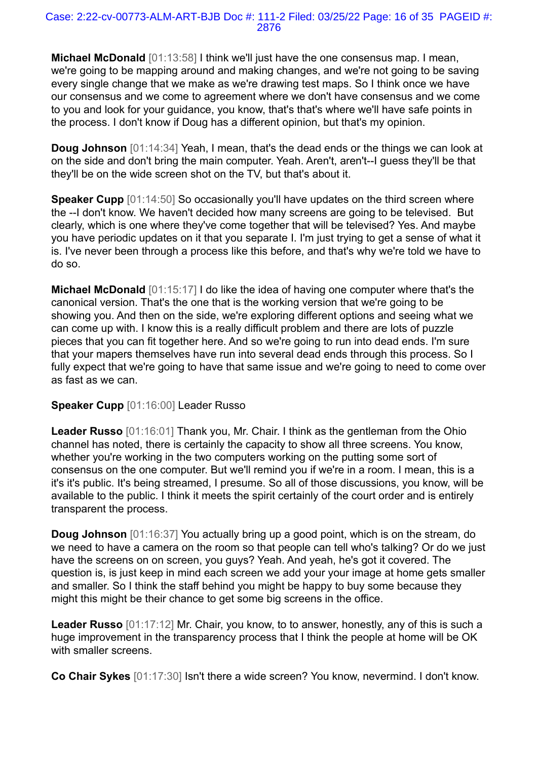**Michael McDonald** [01:13:58] I think we'll just have the one consensus map. I mean, we're going to be mapping around and making changes, and we're not going to be saving every single change that we make as we're drawing test maps. So I think once we have our consensus and we come to agreement where we don't have consensus and we come to you and look for your guidance, you know, that's that's where we'll have safe points in the process. I don't know if Doug has a different opinion, but that's my opinion.

**Doug Johnson** [01:14:34] Yeah, I mean, that's the dead ends or the things we can look at on the side and don't bring the main computer. Yeah. Aren't, aren't--I guess they'll be that they'll be on the wide screen shot on the TV, but that's about it.

**Speaker Cupp** [01:14:50] So occasionally you'll have updates on the third screen where the --I don't know. We haven't decided how many screens are going to be televised. But clearly, which is one where they've come together that will be televised? Yes. And maybe you have periodic updates on it that you separate I. I'm just trying to get a sense of what it is. I've never been through a process like this before, and that's why we're told we have to do so.

**Michael McDonald** [01:15:17] I do like the idea of having one computer where that's the canonical version. That's the one that is the working version that we're going to be showing you. And then on the side, we're exploring different options and seeing what we can come up with. I know this is a really difficult problem and there are lots of puzzle pieces that you can fit together here. And so we're going to run into dead ends. I'm sure that your mapers themselves have run into several dead ends through this process. So I fully expect that we're going to have that same issue and we're going to need to come over as fast as we can.

**Speaker Cupp** [01:16:00] Leader Russo

**Leader Russo** [01:16:01] Thank you, Mr. Chair. I think as the gentleman from the Ohio channel has noted, there is certainly the capacity to show all three screens. You know, whether you're working in the two computers working on the putting some sort of consensus on the one computer. But we'll remind you if we're in a room. I mean, this is a it's it's public. It's being streamed, I presume. So all of those discussions, you know, will be available to the public. I think it meets the spirit certainly of the court order and is entirely transparent the process.

**Doug Johnson** [01:16:37] You actually bring up a good point, which is on the stream, do we need to have a camera on the room so that people can tell who's talking? Or do we just have the screens on on screen, you guys? Yeah. And yeah, he's got it covered. The question is, is just keep in mind each screen we add your your image at home gets smaller and smaller. So I think the staff behind you might be happy to buy some because they might this might be their chance to get some big screens in the office.

**Leader Russo** [01:17:12] Mr. Chair, you know, to to answer, honestly, any of this is such a huge improvement in the transparency process that I think the people at home will be OK with smaller screens.

**Co Chair Sykes** [01:17:30] Isn't there a wide screen? You know, nevermind. I don't know.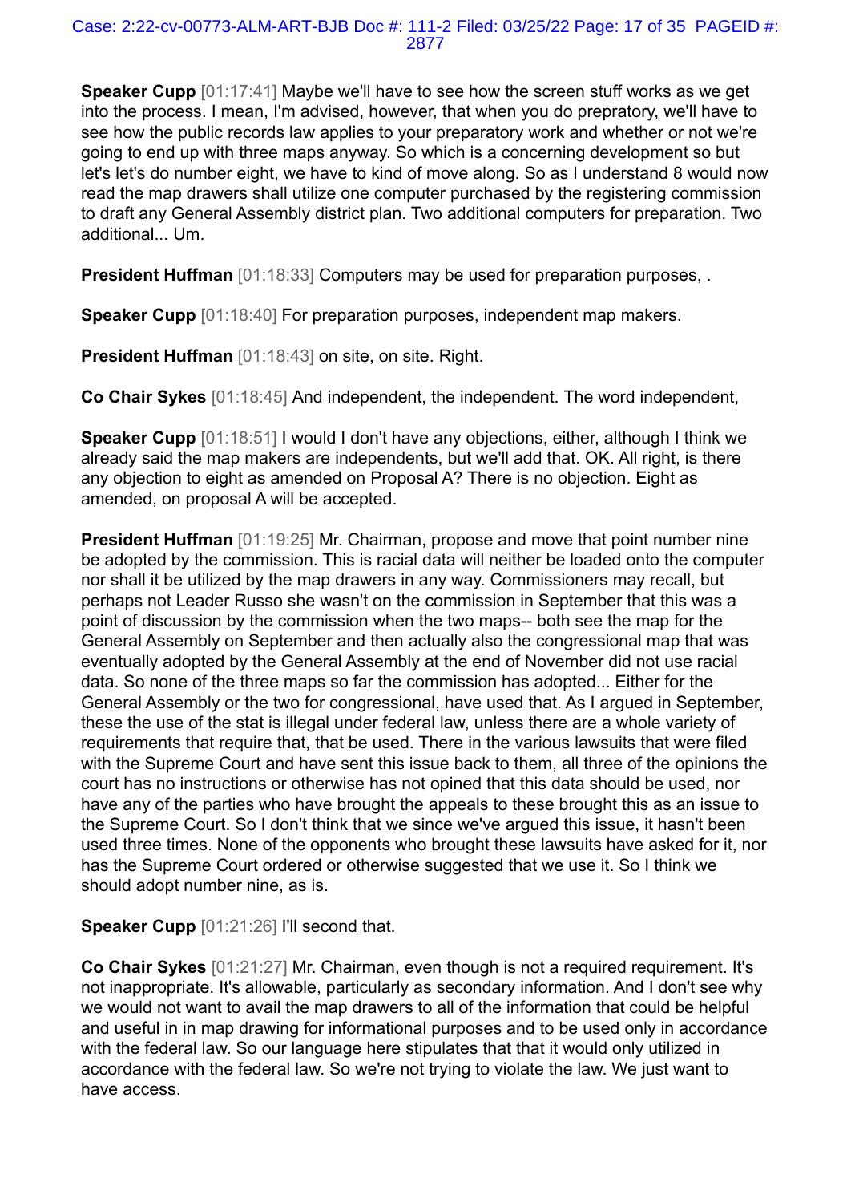**Speaker Cupp** [01:17:41] Maybe we'll have to see how the screen stuff works as we get into the process. I mean, I'm advised, however, that when you do prepratory, we'll have to see how the public records law applies to your preparatory work and whether or not we're going to end up with three maps anyway. So which is a concerning development so but let's let's do number eight, we have to kind of move along. So as I understand 8 would now read the map drawers shall utilize one computer purchased by the registering commission to draft any General Assembly district plan. Two additional computers for preparation. Two additional... Um.

**President Huffman** [01:18:33] Computers may be used for preparation purposes, .

**Speaker Cupp** [01:18:40] For preparation purposes, independent map makers.

**President Huffman** [01:18:43] on site, on site. Right.

**Co Chair Sykes** [01:18:45] And independent, the independent. The word independent,

**Speaker Cupp** [01:18:51] I would I don't have any objections, either, although I think we already said the map makers are independents, but we'll add that. OK. All right, is there any objection to eight as amended on Proposal A? There is no objection. Eight as amended, on proposal A will be accepted.

**President Huffman** [01:19:25] Mr. Chairman, propose and move that point number nine be adopted by the commission. This is racial data will neither be loaded onto the computer nor shall it be utilized by the map drawers in any way. Commissioners may recall, but perhaps not Leader Russo she wasn't on the commission in September that this was a point of discussion by the commission when the two maps-- both see the map for the General Assembly on September and then actually also the congressional map that was eventually adopted by the General Assembly at the end of November did not use racial data. So none of the three maps so far the commission has adopted... Either for the General Assembly or the two for congressional, have used that. As I argued in September, these the use of the stat is illegal under federal law, unless there are a whole variety of requirements that require that, that be used. There in the various lawsuits that were filed with the Supreme Court and have sent this issue back to them, all three of the opinions the court has no instructions or otherwise has not opined that this data should be used, nor have any of the parties who have brought the appeals to these brought this as an issue to the Supreme Court. So I don't think that we since we've argued this issue, it hasn't been used three times. None of the opponents who brought these lawsuits have asked for it, nor has the Supreme Court ordered or otherwise suggested that we use it. So I think we should adopt number nine, as is.

**Speaker Cupp** [01:21:26] I'll second that.

**Co Chair Sykes** [01:21:27] Mr. Chairman, even though is not a required requirement. It's not inappropriate. It's allowable, particularly as secondary information. And I don't see why we would not want to avail the map drawers to all of the information that could be helpful and useful in in map drawing for informational purposes and to be used only in accordance with the federal law. So our language here stipulates that that it would only utilized in accordance with the federal law. So we're not trying to violate the law. We just want to have access.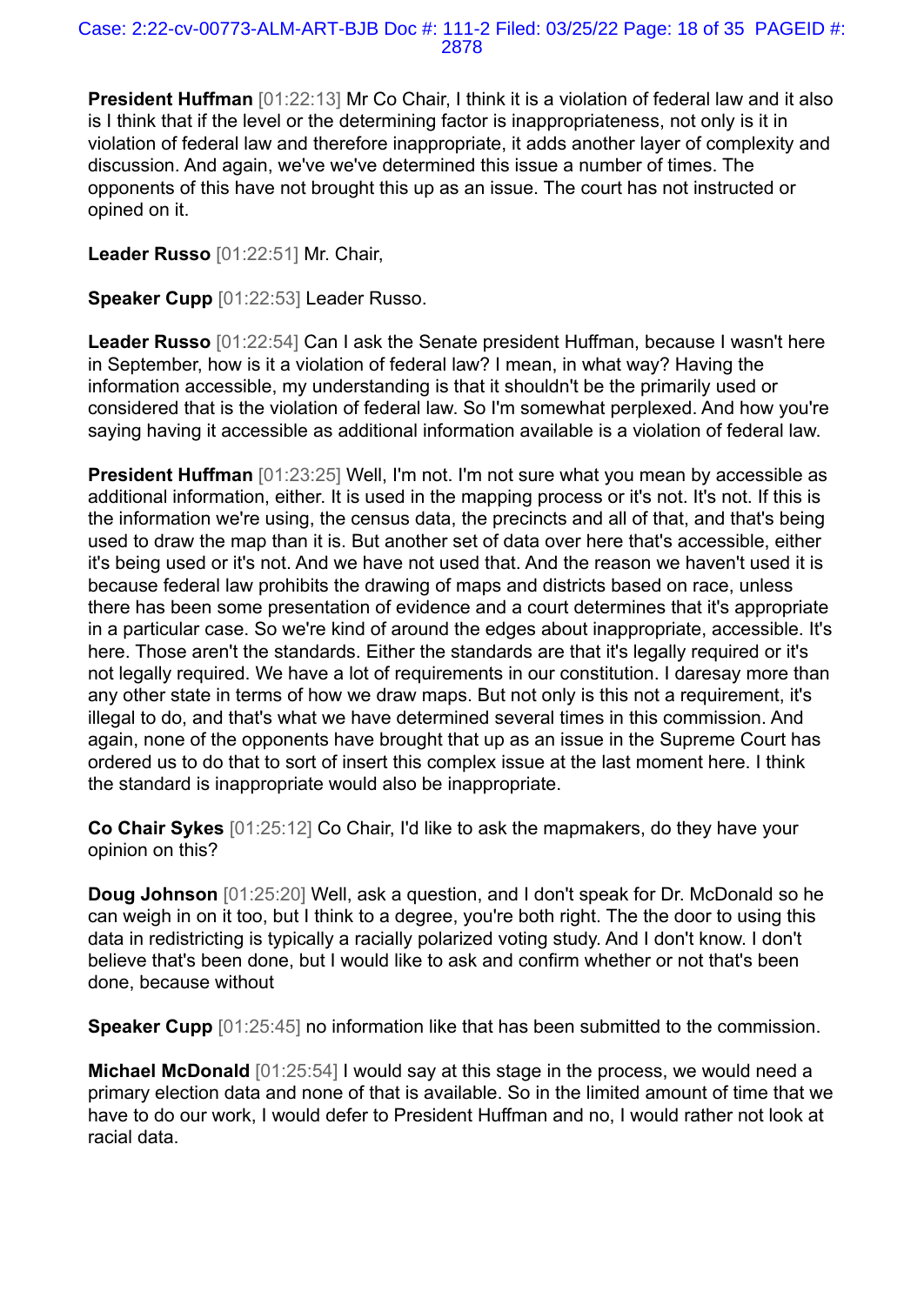**President Huffman** [01:22:13] Mr Co Chair, I think it is a violation of federal law and it also is I think that if the level or the determining factor is inappropriateness, not only is it in violation of federal law and therefore inappropriate, it adds another layer of complexity and discussion. And again, we've we've determined this issue a number of times. The opponents of this have not brought this up as an issue. The court has not instructed or opined on it.

**Leader Russo** [01:22:51] Mr. Chair,

**Speaker Cupp** [01:22:53] Leader Russo.

**Leader Russo** [01:22:54] Can I ask the Senate president Huffman, because I wasn't here in September, how is it a violation of federal law? I mean, in what way? Having the information accessible, my understanding is that it shouldn't be the primarily used or considered that is the violation of federal law. So I'm somewhat perplexed. And how you're saying having it accessible as additional information available is a violation of federal law.

**President Huffman** [01:23:25] Well, I'm not. I'm not sure what you mean by accessible as additional information, either. It is used in the mapping process or it's not. It's not. If this is the information we're using, the census data, the precincts and all of that, and that's being used to draw the map than it is. But another set of data over here that's accessible, either it's being used or it's not. And we have not used that. And the reason we haven't used it is because federal law prohibits the drawing of maps and districts based on race, unless there has been some presentation of evidence and a court determines that it's appropriate in a particular case. So we're kind of around the edges about inappropriate, accessible. It's here. Those aren't the standards. Either the standards are that it's legally required or it's not legally required. We have a lot of requirements in our constitution. I daresay more than any other state in terms of how we draw maps. But not only is this not a requirement, it's illegal to do, and that's what we have determined several times in this commission. And again, none of the opponents have brought that up as an issue in the Supreme Court has ordered us to do that to sort of insert this complex issue at the last moment here. I think the standard is inappropriate would also be inappropriate.

**Co Chair Sykes** [01:25:12] Co Chair, I'd like to ask the mapmakers, do they have your opinion on this?

**Doug Johnson** [01:25:20] Well, ask a question, and I don't speak for Dr. McDonald so he can weigh in on it too, but I think to a degree, you're both right. The the door to using this data in redistricting is typically a racially polarized voting study. And I don't know. I don't believe that's been done, but I would like to ask and confirm whether or not that's been done, because without

**Speaker Cupp** [01:25:45] no information like that has been submitted to the commission.

**Michael McDonald** [01:25:54] I would say at this stage in the process, we would need a primary election data and none of that is available. So in the limited amount of time that we have to do our work, I would defer to President Huffman and no, I would rather not look at racial data.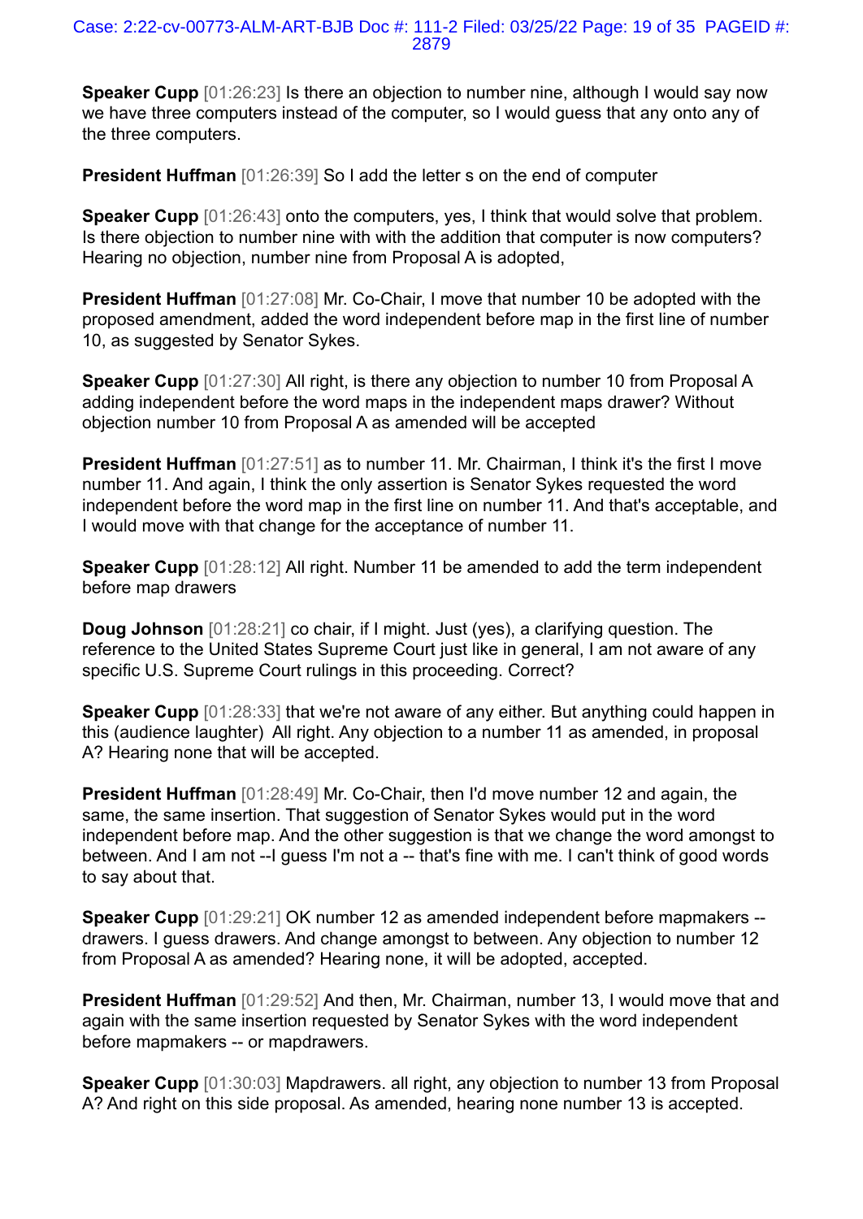**Speaker Cupp** [01:26:23] Is there an objection to number nine, although I would say now we have three computers instead of the computer, so I would guess that any onto any of the three computers.

**President Huffman** [01:26:39] So I add the letter s on the end of computer

**Speaker Cupp** [01:26:43] onto the computers, yes, I think that would solve that problem. Is there objection to number nine with with the addition that computer is now computers? Hearing no objection, number nine from Proposal A is adopted,

**President Huffman** [01:27:08] Mr. Co-Chair, I move that number 10 be adopted with the proposed amendment, added the word independent before map in the first line of number 10, as suggested by Senator Sykes.

**Speaker Cupp** [01:27:30] All right, is there any objection to number 10 from Proposal A adding independent before the word maps in the independent maps drawer? Without objection number 10 from Proposal A as amended will be accepted

**President Huffman** [01:27:51] as to number 11. Mr. Chairman, I think it's the first I move number 11. And again, I think the only assertion is Senator Sykes requested the word independent before the word map in the first line on number 11. And that's acceptable, and I would move with that change for the acceptance of number 11.

**Speaker Cupp** [01:28:12] All right. Number 11 be amended to add the term independent before map drawers

**Doug Johnson** [01:28:21] co chair, if I might. Just (yes), a clarifying question. The reference to the United States Supreme Court just like in general, I am not aware of any specific U.S. Supreme Court rulings in this proceeding. Correct?

**Speaker Cupp** [01:28:33] that we're not aware of any either. But anything could happen in this (audience laughter) All right. Any objection to a number 11 as amended, in proposal A? Hearing none that will be accepted.

**President Huffman** [01:28:49] Mr. Co-Chair, then I'd move number 12 and again, the same, the same insertion. That suggestion of Senator Sykes would put in the word independent before map. And the other suggestion is that we change the word amongst to between. And I am not --I guess I'm not a -- that's fine with me. I can't think of good words to say about that.

**Speaker Cupp** [01:29:21] OK number 12 as amended independent before mapmakers -- drawers. I guess drawers. And change amongst to between. Any objection to number 12 from Proposal A as amended? Hearing none, it will be adopted, accepted.

**President Huffman** [01:29:52] And then, Mr. Chairman, number 13, I would move that and again with the same insertion requested by Senator Sykes with the word independent before mapmakers -- or mapdrawers.

**Speaker Cupp** [01:30:03] Mapdrawers. all right, any objection to number 13 from Proposal A? And right on this side proposal. As amended, hearing none number 13 is accepted.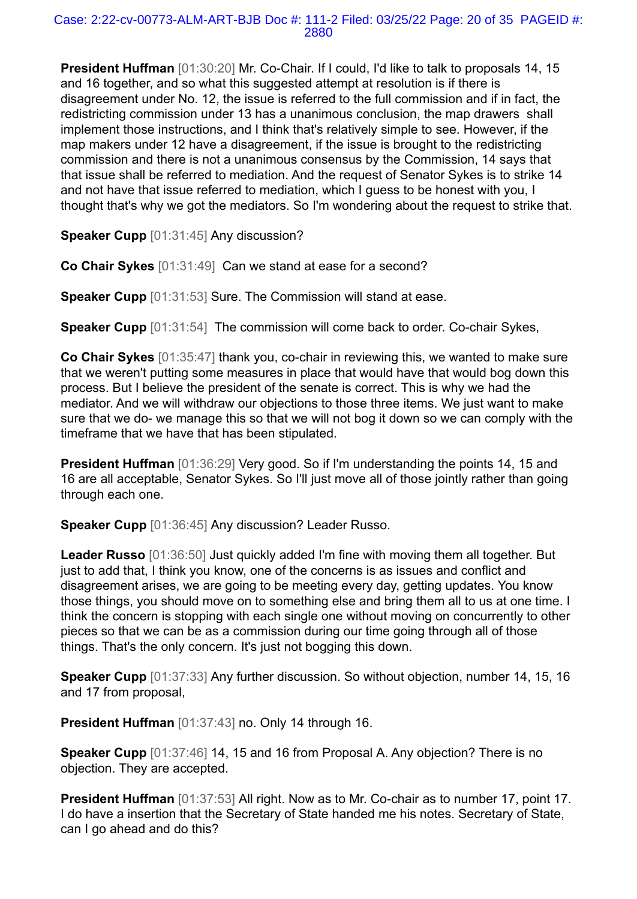**President Huffman** [01:30:20] Mr. Co-Chair. If I could, I'd like to talk to proposals 14, 15 and 16 together, and so what this suggested attempt at resolution is if there is disagreement under No. 12, the issue is referred to the full commission and if in fact, the redistricting commission under 13 has a unanimous conclusion, the map drawers shall implement those instructions, and I think that's relatively simple to see. However, if the map makers under 12 have a disagreement, if the issue is brought to the redistricting commission and there is not a unanimous consensus by the Commission, 14 says that that issue shall be referred to mediation. And the request of Senator Sykes is to strike 14 and not have that issue referred to mediation, which I guess to be honest with you, I thought that's why we got the mediators. So I'm wondering about the request to strike that.

**Speaker Cupp** [01:31:45] Any discussion?

**Co Chair Sykes** [01:31:49] Can we stand at ease for a second?

**Speaker Cupp** [01:31:53] Sure. The Commission will stand at ease.

**Speaker Cupp** [01:31:54] The commission will come back to order. Co-chair Sykes,

**Co Chair Sykes** [01:35:47] thank you, co-chair in reviewing this, we wanted to make sure that we weren't putting some measures in place that would have that would bog down this process. But I believe the president of the senate is correct. This is why we had the mediator. And we will withdraw our objections to those three items. We just want to make sure that we do- we manage this so that we will not bog it down so we can comply with the timeframe that we have that has been stipulated.

**President Huffman** [01:36:29] Very good. So if I'm understanding the points 14, 15 and 16 are all acceptable, Senator Sykes. So I'll just move all of those jointly rather than going through each one.

**Speaker Cupp** [01:36:45] Any discussion? Leader Russo.

**Leader Russo** [01:36:50] Just quickly added I'm fine with moving them all together. But just to add that, I think you know, one of the concerns is as issues and conflict and disagreement arises, we are going to be meeting every day, getting updates. You know those things, you should move on to something else and bring them all to us at one time. I think the concern is stopping with each single one without moving on concurrently to other pieces so that we can be as a commission during our time going through all of those things. That's the only concern. It's just not bogging this down.

**Speaker Cupp** [01:37:33] Any further discussion. So without objection, number 14, 15, 16 and 17 from proposal,

**President Huffman** [01:37:43] no. Only 14 through 16.

**Speaker Cupp** [01:37:46] 14, 15 and 16 from Proposal A. Any objection? There is no objection. They are accepted.

**President Huffman** [01:37:53] All right. Now as to Mr. Co-chair as to number 17, point 17. I do have a insertion that the Secretary of State handed me his notes. Secretary of State, can I go ahead and do this?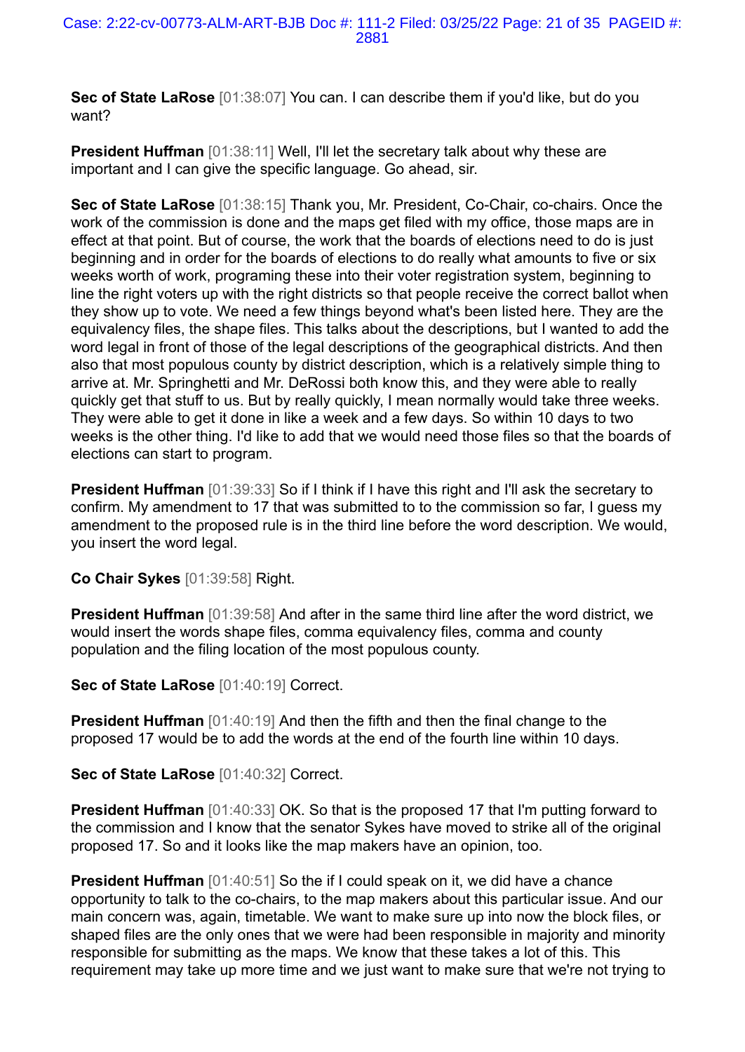**Sec of State LaRose** [01:38:07] You can. I can describe them if you'd like, but do you want?

**President Huffman** [01:38:11] Well, I'll let the secretary talk about why these are important and I can give the specific language. Go ahead, sir.

**Sec of State LaRose** [01:38:15] Thank you, Mr. President, Co-Chair, co-chairs. Once the work of the commission is done and the maps get filed with my office, those maps are in effect at that point. But of course, the work that the boards of elections need to do is just beginning and in order for the boards of elections to do really what amounts to five or six weeks worth of work, programing these into their voter registration system, beginning to line the right voters up with the right districts so that people receive the correct ballot when they show up to vote. We need a few things beyond what's been listed here. They are the equivalency files, the shape files. This talks about the descriptions, but I wanted to add the word legal in front of those of the legal descriptions of the geographical districts. And then also that most populous county by district description, which is a relatively simple thing to arrive at. Mr. Springhetti and Mr. DeRossi both know this, and they were able to really quickly get that stuff to us. But by really quickly, I mean normally would take three weeks. They were able to get it done in like a week and a few days. So within 10 days to two weeks is the other thing. I'd like to add that we would need those files so that the boards of elections can start to program.

**President Huffman** [01:39:33] So if I think if I have this right and I'll ask the secretary to confirm. My amendment to 17 that was submitted to to the commission so far, I guess my amendment to the proposed rule is in the third line before the word description. We would, you insert the word legal.

**Co Chair Sykes** [01:39:58] Right.

**President Huffman** [01:39:58] And after in the same third line after the word district, we would insert the words shape files, comma equivalency files, comma and county population and the filing location of the most populous county.

**Sec of State LaRose** [01:40:19] Correct.

**President Huffman** [01:40:19] And then the fifth and then the final change to the proposed 17 would be to add the words at the end of the fourth line within 10 days.

**Sec of State LaRose** [01:40:32] Correct.

**President Huffman** [01:40:33] OK. So that is the proposed 17 that I'm putting forward to the commission and I know that the senator Sykes have moved to strike all of the original proposed 17. So and it looks like the map makers have an opinion, too.

**President Huffman** [01:40:51] So the if I could speak on it, we did have a chance opportunity to talk to the co-chairs, to the map makers about this particular issue. And our main concern was, again, timetable. We want to make sure up into now the block files, or shaped files are the only ones that we were had been responsible in majority and minority responsible for submitting as the maps. We know that these takes a lot of this. This requirement may take up more time and we just want to make sure that we're not trying to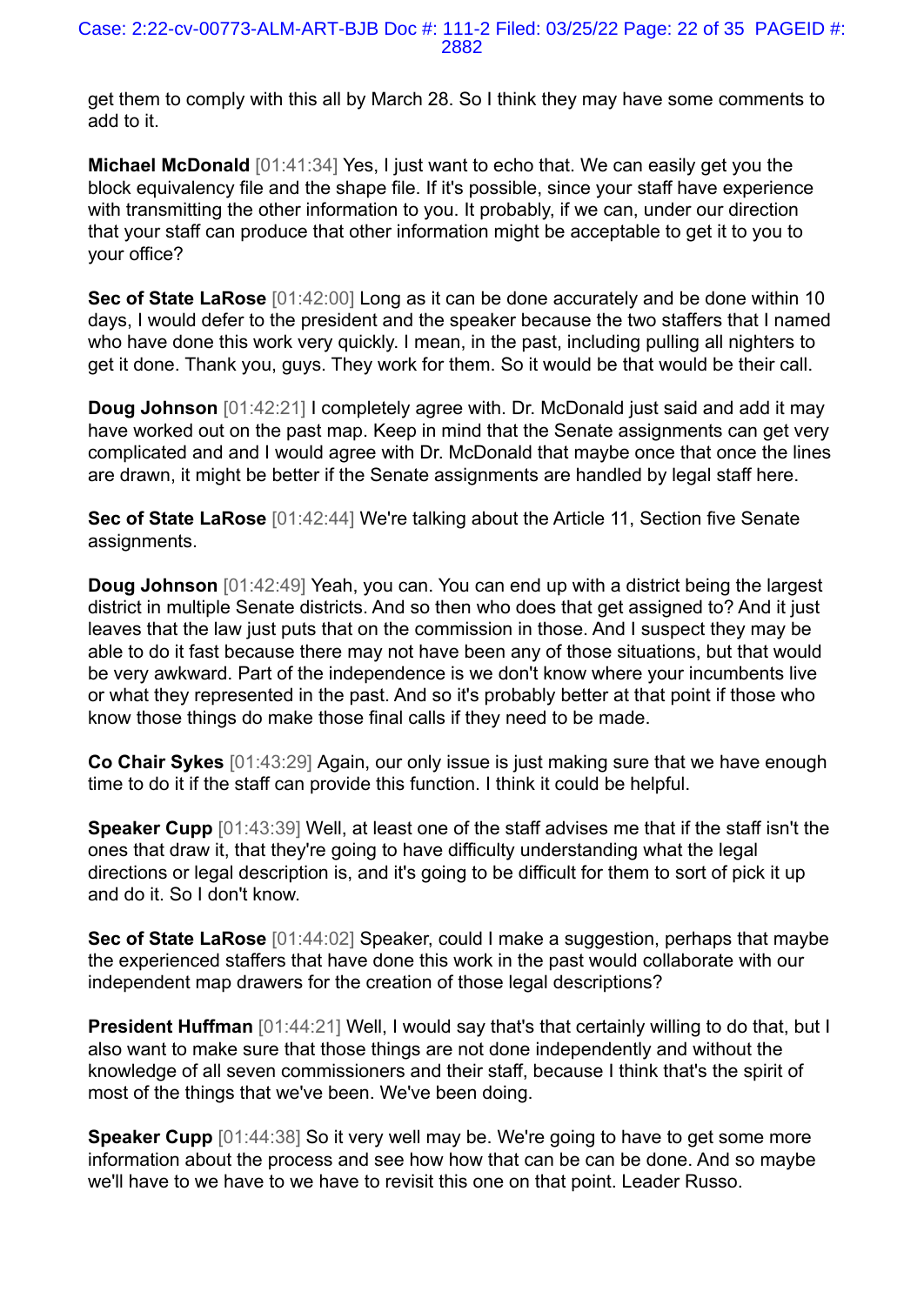get them to comply with this all by March 28. So I think they may have some comments to add to it.

**Michael McDonald** [01:41:34] Yes, I just want to echo that. We can easily get you the block equivalency file and the shape file. If it's possible, since your staff have experience with transmitting the other information to you. It probably, if we can, under our direction that your staff can produce that other information might be acceptable to get it to you to your office?

**Sec of State LaRose** [01:42:00] Long as it can be done accurately and be done within 10 days, I would defer to the president and the speaker because the two staffers that I named who have done this work very quickly. I mean, in the past, including pulling all nighters to get it done. Thank you, guys. They work for them. So it would be that would be their call.

**Doug Johnson** [01:42:21] I completely agree with. Dr. McDonald just said and add it may have worked out on the past map. Keep in mind that the Senate assignments can get very complicated and and I would agree with Dr. McDonald that maybe once that once the lines are drawn, it might be better if the Senate assignments are handled by legal staff here.

**Sec of State LaRose** [01:42:44] We're talking about the Article 11, Section five Senate assignments.

**Doug Johnson** [01:42:49] Yeah, you can. You can end up with a district being the largest district in multiple Senate districts. And so then who does that get assigned to? And it just leaves that the law just puts that on the commission in those. And I suspect they may be able to do it fast because there may not have been any of those situations, but that would be very awkward. Part of the independence is we don't know where your incumbents live or what they represented in the past. And so it's probably better at that point if those who know those things do make those final calls if they need to be made.

**Co Chair Sykes** [01:43:29] Again, our only issue is just making sure that we have enough time to do it if the staff can provide this function. I think it could be helpful.

**Speaker Cupp** [01:43:39] Well, at least one of the staff advises me that if the staff isn't the ones that draw it, that they're going to have difficulty understanding what the legal directions or legal description is, and it's going to be difficult for them to sort of pick it up and do it. So I don't know.

**Sec of State LaRose** [01:44:02] Speaker, could I make a suggestion, perhaps that maybe the experienced staffers that have done this work in the past would collaborate with our independent map drawers for the creation of those legal descriptions?

**President Huffman** [01:44:21] Well, I would say that's that certainly willing to do that, but I also want to make sure that those things are not done independently and without the knowledge of all seven commissioners and their staff, because I think that's the spirit of most of the things that we've been. We've been doing.

**Speaker Cupp** [01:44:38] So it very well may be. We're going to have to get some more information about the process and see how how that can be can be done. And so maybe we'll have to we have to we have to revisit this one on that point. Leader Russo.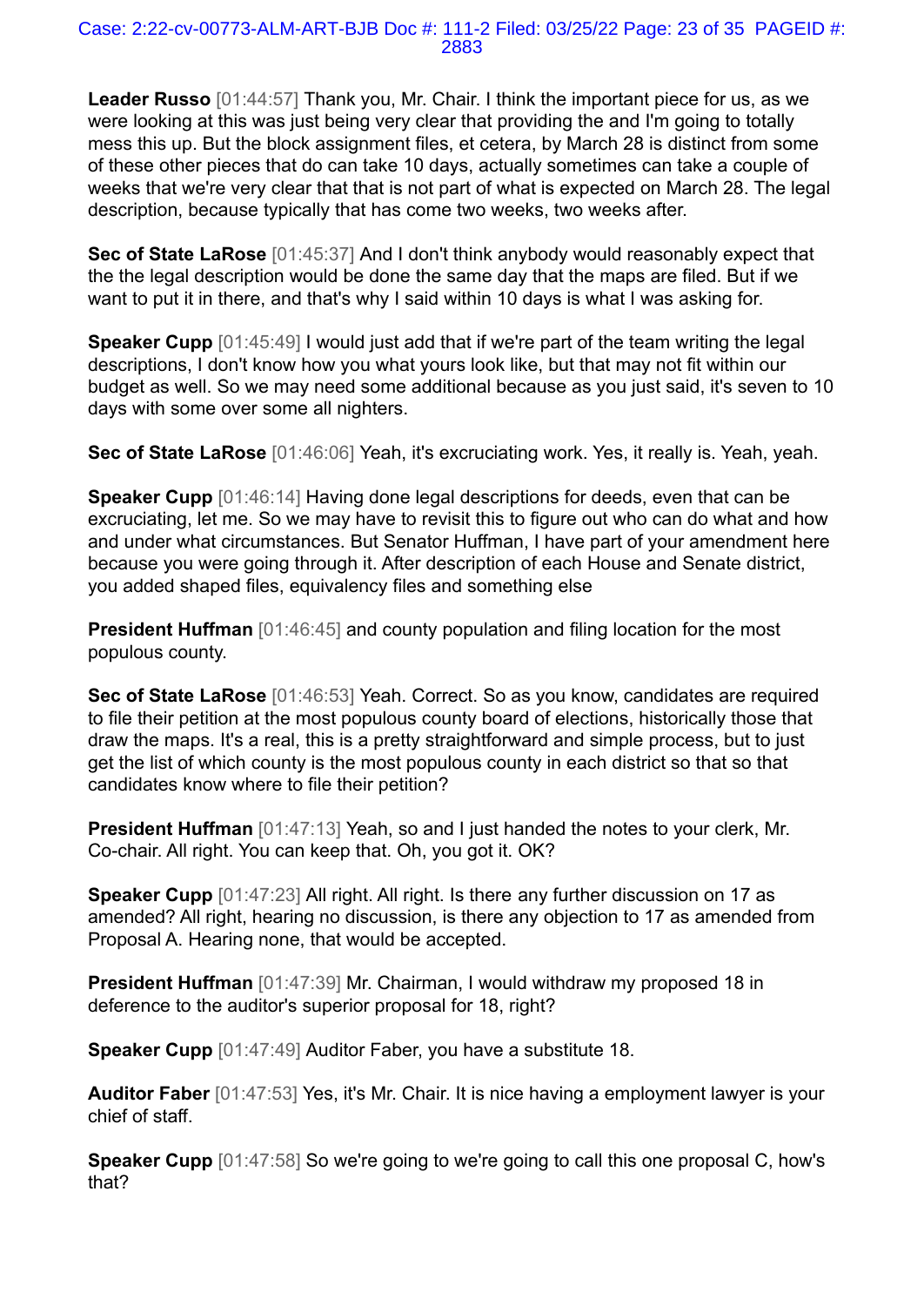**Leader Russo** [01:44:57] Thank you, Mr. Chair. I think the important piece for us, as we were looking at this was just being very clear that providing the and I'm going to totally mess this up. But the block assignment files, et cetera, by March 28 is distinct from some of these other pieces that do can take 10 days, actually sometimes can take a couple of weeks that we're very clear that that is not part of what is expected on March 28. The legal description, because typically that has come two weeks, two weeks after.

**Sec of State LaRose** [01:45:37] And I don't think anybody would reasonably expect that the the legal description would be done the same day that the maps are filed. But if we want to put it in there, and that's why I said within 10 days is what I was asking for.

**Speaker Cupp** [01:45:49] I would just add that if we're part of the team writing the legal descriptions, I don't know how you what yours look like, but that may not fit within our budget as well. So we may need some additional because as you just said, it's seven to 10 days with some over some all nighters.

**Sec of State LaRose** [01:46:06] Yeah, it's excruciating work. Yes, it really is. Yeah, yeah.

**Speaker Cupp** [01:46:14] Having done legal descriptions for deeds, even that can be excruciating, let me. So we may have to revisit this to figure out who can do what and how and under what circumstances. But Senator Huffman, I have part of your amendment here because you were going through it. After description of each House and Senate district, you added shaped files, equivalency files and something else

**President Huffman** [01:46:45] and county population and filing location for the most populous county.

**Sec of State LaRose** [01:46:53] Yeah. Correct. So as you know, candidates are required to file their petition at the most populous county board of elections, historically those that draw the maps. It's a real, this is a pretty straightforward and simple process, but to just get the list of which county is the most populous county in each district so that so that candidates know where to file their petition?

**President Huffman** [01:47:13] Yeah, so and I just handed the notes to your clerk, Mr. Co-chair. All right. You can keep that. Oh, you got it. OK?

**Speaker Cupp** [01:47:23] All right. All right. Is there any further discussion on 17 as amended? All right, hearing no discussion, is there any objection to 17 as amended from Proposal A. Hearing none, that would be accepted.

**President Huffman** [01:47:39] Mr. Chairman, I would withdraw my proposed 18 in deference to the auditor's superior proposal for 18, right?

**Speaker Cupp** [01:47:49] Auditor Faber, you have a substitute 18.

**Auditor Faber** [01:47:53] Yes, it's Mr. Chair. It is nice having a employment lawyer is your chief of staff.

**Speaker Cupp** [01:47:58] So we're going to we're going to call this one proposal C, how's that?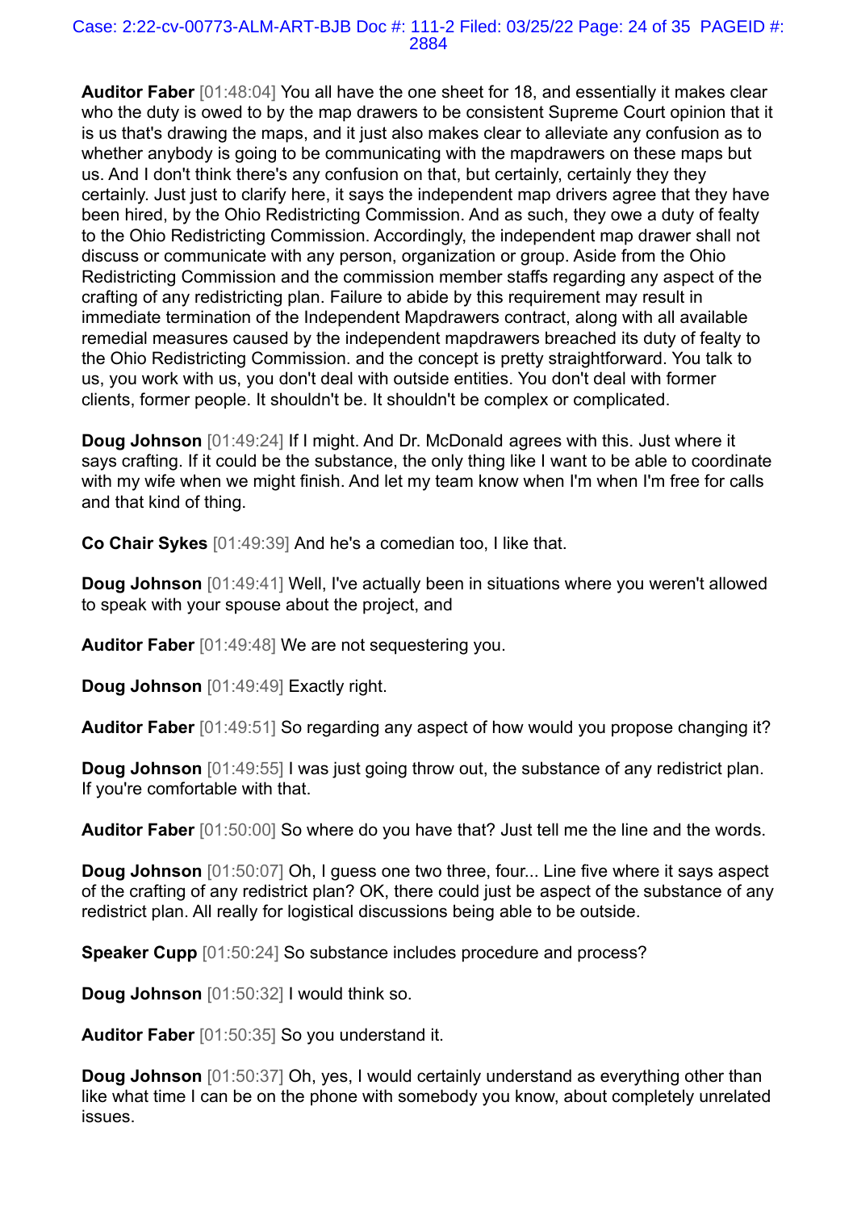**Auditor Faber** [01:48:04] You all have the one sheet for 18, and essentially it makes clear who the duty is owed to by the map drawers to be consistent Supreme Court opinion that it is us that's drawing the maps, and it just also makes clear to alleviate any confusion as to whether anybody is going to be communicating with the mapdrawers on these maps but us. And I don't think there's any confusion on that, but certainly, certainly they they certainly. Just just to clarify here, it says the independent map drivers agree that they have been hired, by the Ohio Redistricting Commission. And as such, they owe a duty of fealty to the Ohio Redistricting Commission. Accordingly, the independent map drawer shall not discuss or communicate with any person, organization or group. Aside from the Ohio Redistricting Commission and the commission member staffs regarding any aspect of the crafting of any redistricting plan. Failure to abide by this requirement may result in immediate termination of the Independent Mapdrawers contract, along with all available remedial measures caused by the independent mapdrawers breached its duty of fealty to the Ohio Redistricting Commission. and the concept is pretty straightforward. You talk to us, you work with us, you don't deal with outside entities. You don't deal with former clients, former people. It shouldn't be. It shouldn't be complex or complicated.

**Doug Johnson** [01:49:24] If I might. And Dr. McDonald agrees with this. Just where it says crafting. If it could be the substance, the only thing like I want to be able to coordinate with my wife when we might finish. And let my team know when I'm when I'm free for calls and that kind of thing.

**Co Chair Sykes** [01:49:39] And he's a comedian too, I like that.

**Doug Johnson** [01:49:41] Well, I've actually been in situations where you weren't allowed to speak with your spouse about the project, and

**Auditor Faber** [01:49:48] We are not sequestering you.

**Doug Johnson** [01:49:49] Exactly right.

**Auditor Faber** [01:49:51] So regarding any aspect of how would you propose changing it?

**Doug Johnson** [01:49:55] I was just going throw out, the substance of any redistrict plan. If you're comfortable with that.

**Auditor Faber** [01:50:00] So where do you have that? Just tell me the line and the words.

**Doug Johnson** [01:50:07] Oh, I guess one two three, four... Line five where it says aspect of the crafting of any redistrict plan? OK, there could just be aspect of the substance of any redistrict plan. All really for logistical discussions being able to be outside.

**Speaker Cupp** [01:50:24] So substance includes procedure and process?

**Doug Johnson** [01:50:32] I would think so.

**Auditor Faber** [01:50:35] So you understand it.

**Doug Johnson** [01:50:37] Oh, yes, I would certainly understand as everything other than like what time I can be on the phone with somebody you know, about completely unrelated issues.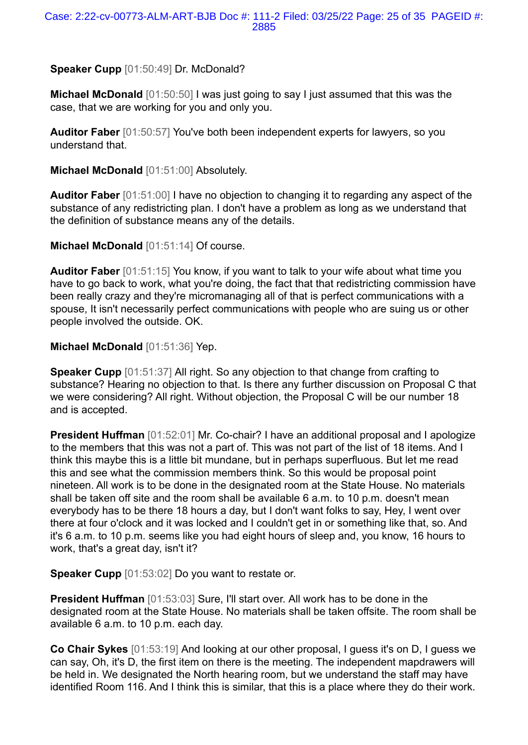**Speaker Cupp** [01:50:49] Dr. McDonald?

**Michael McDonald** [01:50:50] I was just going to say I just assumed that this was the case, that we are working for you and only you.

**Auditor Faber** [01:50:57] You've both been independent experts for lawyers, so you understand that.

**Michael McDonald** [01:51:00] Absolutely.

**Auditor Faber** [01:51:00] I have no objection to changing it to regarding any aspect of the substance of any redistricting plan. I don't have a problem as long as we understand that the definition of substance means any of the details.

**Michael McDonald** [01:51:14] Of course.

**Auditor Faber** [01:51:15] You know, if you want to talk to your wife about what time you have to go back to work, what you're doing, the fact that that redistricting commission have been really crazy and they're micromanaging all of that is perfect communications with a spouse, It isn't necessarily perfect communications with people who are suing us or other people involved the outside. OK.

**Michael McDonald** [01:51:36] Yep.

**Speaker Cupp** [01:51:37] All right. So any objection to that change from crafting to substance? Hearing no objection to that. Is there any further discussion on Proposal C that we were considering? All right. Without objection, the Proposal C will be our number 18 and is accepted.

**President Huffman** [01:52:01] Mr. Co-chair? I have an additional proposal and I apologize to the members that this was not a part of. This was not part of the list of 18 items. And I think this maybe this is a little bit mundane, but in perhaps superfluous. But let me read this and see what the commission members think. So this would be proposal point nineteen. All work is to be done in the designated room at the State House. No materials shall be taken off site and the room shall be available 6 a.m. to 10 p.m. doesn't mean everybody has to be there 18 hours a day, but I don't want folks to say, Hey, I went over there at four o'clock and it was locked and I couldn't get in or something like that, so. And it's 6 a.m. to 10 p.m. seems like you had eight hours of sleep and, you know, 16 hours to work, that's a great day, isn't it?

**Speaker Cupp** [01:53:02] Do you want to restate or.

**President Huffman** [01:53:03] Sure, I'll start over. All work has to be done in the designated room at the State House. No materials shall be taken offsite. The room shall be available 6 a.m. to 10 p.m. each day.

**Co Chair Sykes** [01:53:19] And looking at our other proposal, I guess it's on D, I guess we can say, Oh, it's D, the first item on there is the meeting. The independent mapdrawers will be held in. We designated the North hearing room, but we understand the staff may have identified Room 116. And I think this is similar, that this is a place where they do their work.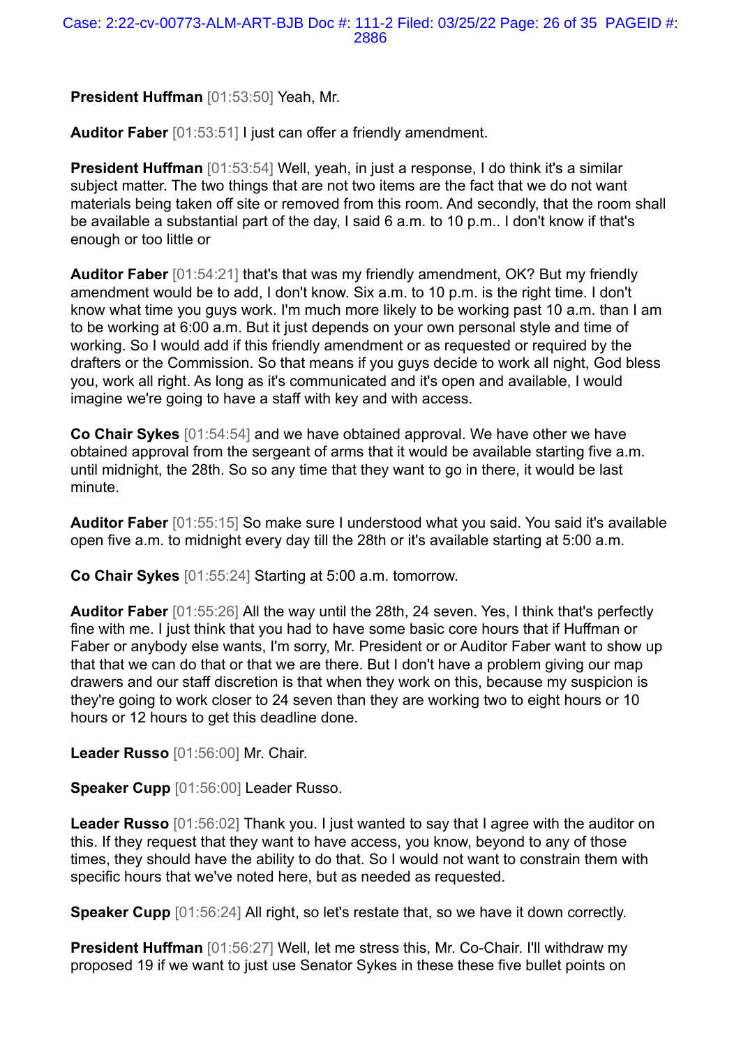**President Huffman** [01:53:50] Yeah, Mr.

**Auditor Faber** [01:53:51] I just can offer a friendly amendment.

**President Huffman** [01:53:54] Well, yeah, in just a response, I do think it's a similar subject matter. The two things that are not two items are the fact that we do not want materials being taken off site or removed from this room. And secondly, that the room shall be available a substantial part of the day, I said 6 a.m. to 10 p.m.. I don't know if that's enough or too little or

**Auditor Faber** [01:54:21] that's that was my friendly amendment, OK? But my friendly amendment would be to add, I don't know. Six a.m. to 10 p.m. is the right time. I don't know what time you guys work. I'm much more likely to be working past 10 a.m. than I am to be working at 6:00 a.m. But it just depends on your own personal style and time of working. So I would add if this friendly amendment or as requested or required by the drafters or the Commission. So that means if you guys decide to work all night, God bless you, work all right. As long as it's communicated and it's open and available, I would imagine we're going to have a staff with key and with access.

**Co Chair Sykes** [01:54:54] and we have obtained approval. We have other we have obtained approval from the sergeant of arms that it would be available starting five a.m. until midnight, the 28th. So so any time that they want to go in there, it would be last minute.

**Auditor Faber** [01:55:15] So make sure I understood what you said. You said it's available open five a.m. to midnight every day till the 28th or it's available starting at 5:00 a.m.

**Co Chair Sykes** [01:55:24] Starting at 5:00 a.m. tomorrow.

**Auditor Faber** [01:55:26] All the way until the 28th, 24 seven. Yes, I think that's perfectly fine with me. I just think that you had to have some basic core hours that if Huffman or Faber or anybody else wants, I'm sorry, Mr. President or or Auditor Faber want to show up that that we can do that or that we are there. But I don't have a problem giving our map drawers and our staff discretion is that when they work on this, because my suspicion is they're going to work closer to 24 seven than they are working two to eight hours or 10 hours or 12 hours to get this deadline done.

**Leader Russo** [01:56:00] Mr. Chair.

**Speaker Cupp** [01:56:00] Leader Russo.

**Leader Russo** [01:56:02] Thank you. I just wanted to say that I agree with the auditor on this. If they request that they want to have access, you know, beyond to any of those times, they should have the ability to do that. So I would not want to constrain them with specific hours that we've noted here, but as needed as requested.

**Speaker Cupp** [01:56:24] All right, so let's restate that, so we have it down correctly.

**President Huffman** [01:56:27] Well, let me stress this, Mr. Co-Chair. I'll withdraw my proposed 19 if we want to just use Senator Sykes in these these five bullet points on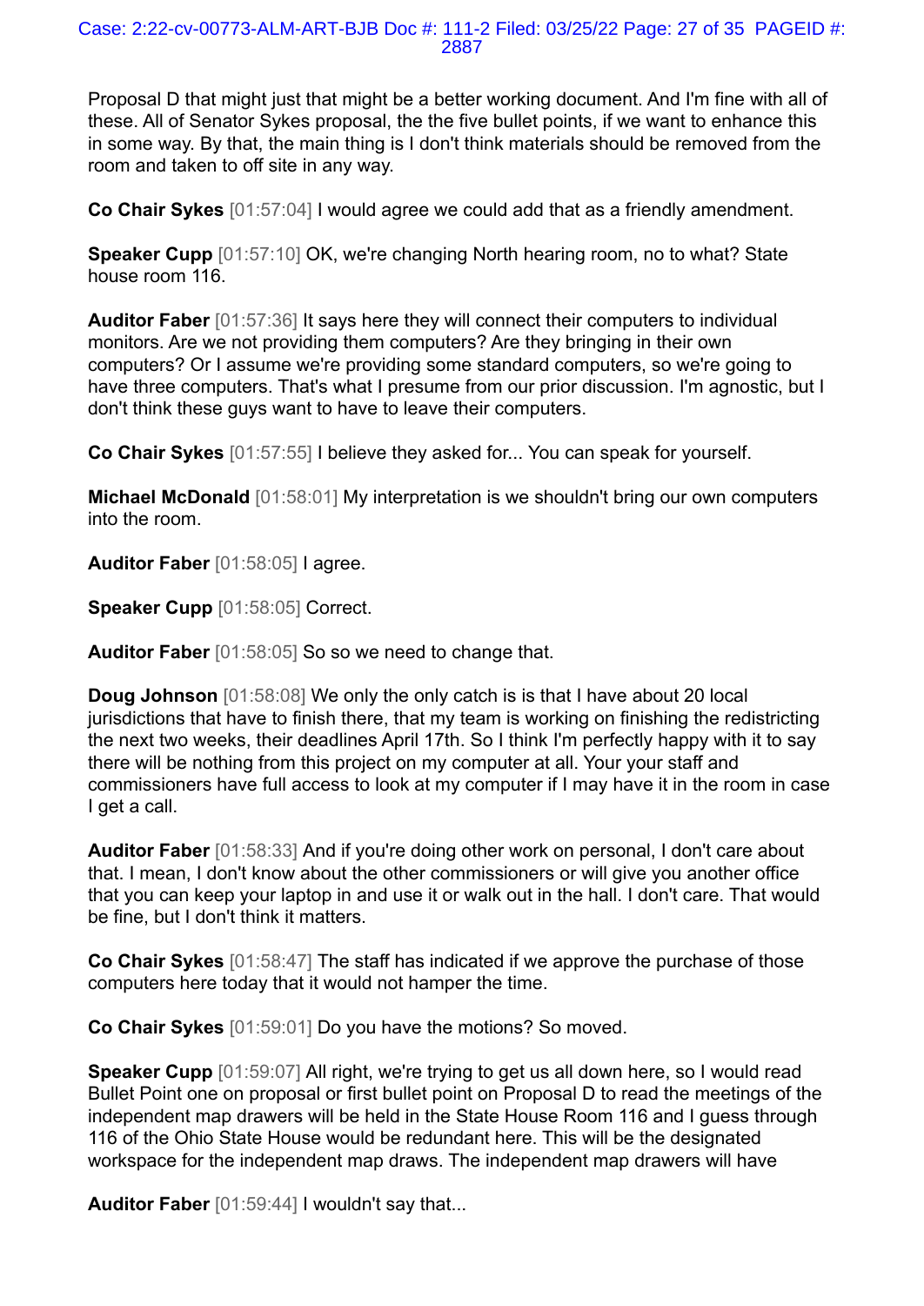Proposal D that might just that might be a better working document. And I'm fine with all of these. All of Senator Sykes proposal, the the five bullet points, if we want to enhance this in some way. By that, the main thing is I don't think materials should be removed from the room and taken to off site in any way.

**Co Chair Sykes** [01:57:04] I would agree we could add that as a friendly amendment.

**Speaker Cupp** [01:57:10] OK, we're changing North hearing room, no to what? State house room 116.

**Auditor Faber** [01:57:36] It says here they will connect their computers to individual monitors. Are we not providing them computers? Are they bringing in their own computers? Or I assume we're providing some standard computers, so we're going to have three computers. That's what I presume from our prior discussion. I'm agnostic, but I don't think these guys want to have to leave their computers.

**Co Chair Sykes** [01:57:55] I believe they asked for... You can speak for yourself.

**Michael McDonald** [01:58:01] My interpretation is we shouldn't bring our own computers into the room.

**Auditor Faber** [01:58:05] I agree.

**Speaker Cupp** [01:58:05] Correct.

**Auditor Faber** [01:58:05] So so we need to change that.

**Doug Johnson** [01:58:08] We only the only catch is is that I have about 20 local jurisdictions that have to finish there, that my team is working on finishing the redistricting the next two weeks, their deadlines April 17th. So I think I'm perfectly happy with it to say there will be nothing from this project on my computer at all. Your your staff and commissioners have full access to look at my computer if I may have it in the room in case I get a call.

**Auditor Faber** [01:58:33] And if you're doing other work on personal, I don't care about that. I mean, I don't know about the other commissioners or will give you another office that you can keep your laptop in and use it or walk out in the hall. I don't care. That would be fine, but I don't think it matters.

**Co Chair Sykes** [01:58:47] The staff has indicated if we approve the purchase of those computers here today that it would not hamper the time.

**Co Chair Sykes** [01:59:01] Do you have the motions? So moved.

**Speaker Cupp** [01:59:07] All right, we're trying to get us all down here, so I would read Bullet Point one on proposal or first bullet point on Proposal D to read the meetings of the independent map drawers will be held in the State House Room 116 and I guess through 116 of the Ohio State House would be redundant here. This will be the designated workspace for the independent map draws. The independent map drawers will have

**Auditor Faber** [01:59:44] I wouldn't say that...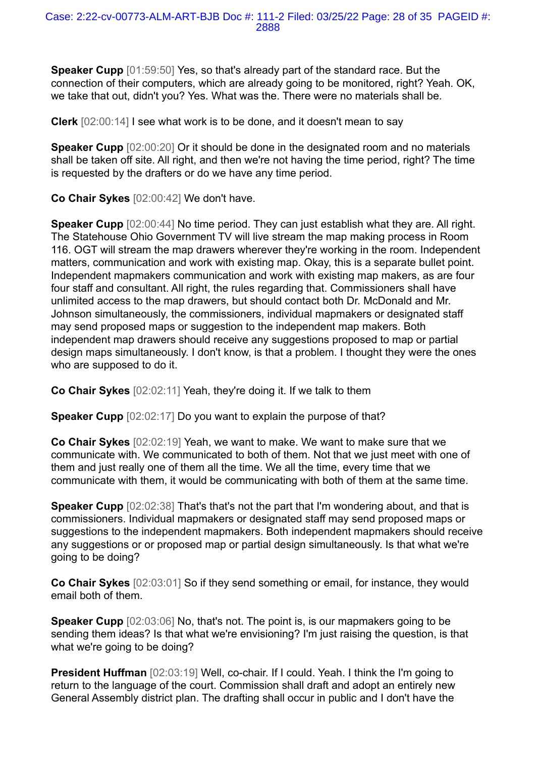**Speaker Cupp** [01:59:50] Yes, so that's already part of the standard race. But the connection of their computers, which are already going to be monitored, right? Yeah. OK, we take that out, didn't you? Yes. What was the. There were no materials shall be.

**Clerk** [02:00:14] I see what work is to be done, and it doesn't mean to say

**Speaker Cupp** [02:00:20] Or it should be done in the designated room and no materials shall be taken off site. All right, and then we're not having the time period, right? The time is requested by the drafters or do we have any time period.

**Co Chair Sykes** [02:00:42] We don't have.

**Speaker Cupp** [02:00:44] No time period. They can just establish what they are. All right. The Statehouse Ohio Government TV will live stream the map making process in Room 116. OGT will stream the map drawers wherever they're working in the room. Independent matters, communication and work with existing map. Okay, this is a separate bullet point. Independent mapmakers communication and work with existing map makers, as are four four staff and consultant. All right, the rules regarding that. Commissioners shall have unlimited access to the map drawers, but should contact both Dr. McDonald and Mr. Johnson simultaneously, the commissioners, individual mapmakers or designated staff may send proposed maps or suggestion to the independent map makers. Both independent map drawers should receive any suggestions proposed to map or partial design maps simultaneously. I don't know, is that a problem. I thought they were the ones who are supposed to do it.

**Co Chair Sykes** [02:02:11] Yeah, they're doing it. If we talk to them

**Speaker Cupp** [02:02:17] Do you want to explain the purpose of that?

**Co Chair Sykes** [02:02:19] Yeah, we want to make. We want to make sure that we communicate with. We communicated to both of them. Not that we just meet with one of them and just really one of them all the time. We all the time, every time that we communicate with them, it would be communicating with both of them at the same time.

**Speaker Cupp** [02:02:38] That's that's not the part that I'm wondering about, and that is commissioners. Individual mapmakers or designated staff may send proposed maps or suggestions to the independent mapmakers. Both independent mapmakers should receive any suggestions or or proposed map or partial design simultaneously. Is that what we're going to be doing?

**Co Chair Sykes** [02:03:01] So if they send something or email, for instance, they would email both of them.

**Speaker Cupp** [02:03:06] No, that's not. The point is, is our mapmakers going to be sending them ideas? Is that what we're envisioning? I'm just raising the question, is that what we're going to be doing?

**President Huffman** [02:03:19] Well, co-chair. If I could. Yeah. I think the I'm going to return to the language of the court. Commission shall draft and adopt an entirely new General Assembly district plan. The drafting shall occur in public and I don't have the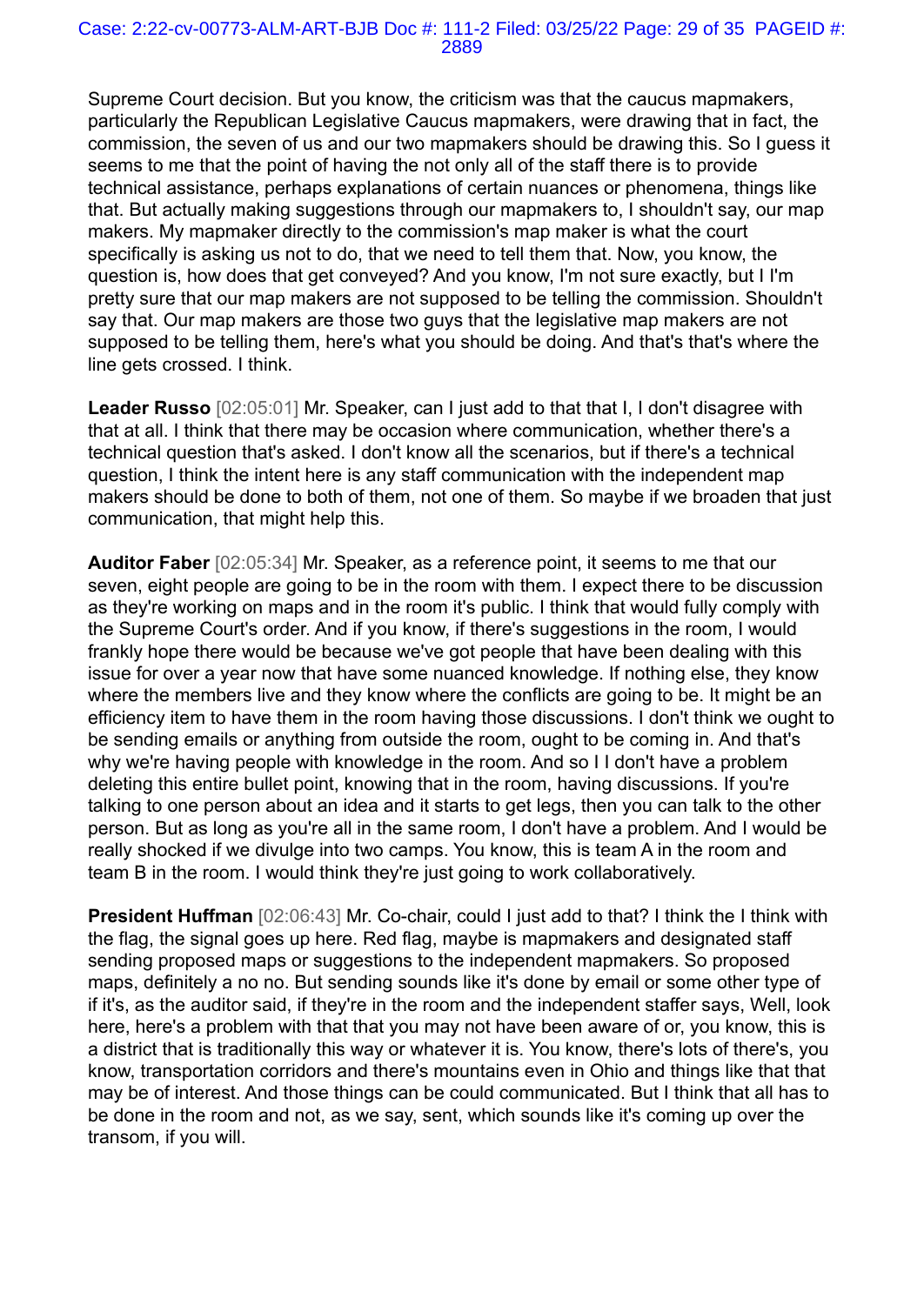Supreme Court decision. But you know, the criticism was that the caucus mapmakers, particularly the Republican Legislative Caucus mapmakers, were drawing that in fact, the commission, the seven of us and our two mapmakers should be drawing this. So I guess it seems to me that the point of having the not only all of the staff there is to provide technical assistance, perhaps explanations of certain nuances or phenomena, things like that. But actually making suggestions through our mapmakers to, I shouldn't say, our map makers. My mapmaker directly to the commission's map maker is what the court specifically is asking us not to do, that we need to tell them that. Now, you know, the question is, how does that get conveyed? And you know, I'm not sure exactly, but I I'm pretty sure that our map makers are not supposed to be telling the commission. Shouldn't say that. Our map makers are those two guys that the legislative map makers are not supposed to be telling them, here's what you should be doing. And that's that's where the line gets crossed. I think.

**Leader Russo** [02:05:01] Mr. Speaker, can I just add to that that I, I don't disagree with that at all. I think that there may be occasion where communication, whether there's a technical question that's asked. I don't know all the scenarios, but if there's a technical question, I think the intent here is any staff communication with the independent map makers should be done to both of them, not one of them. So maybe if we broaden that just communication, that might help this.

**Auditor Faber** [02:05:34] Mr. Speaker, as a reference point, it seems to me that our seven, eight people are going to be in the room with them. I expect there to be discussion as they're working on maps and in the room it's public. I think that would fully comply with the Supreme Court's order. And if you know, if there's suggestions in the room, I would frankly hope there would be because we've got people that have been dealing with this issue for over a year now that have some nuanced knowledge. If nothing else, they know where the members live and they know where the conflicts are going to be. It might be an efficiency item to have them in the room having those discussions. I don't think we ought to be sending emails or anything from outside the room, ought to be coming in. And that's why we're having people with knowledge in the room. And so I I don't have a problem deleting this entire bullet point, knowing that in the room, having discussions. If you're talking to one person about an idea and it starts to get legs, then you can talk to the other person. But as long as you're all in the same room, I don't have a problem. And I would be really shocked if we divulge into two camps. You know, this is team A in the room and team B in the room. I would think they're just going to work collaboratively.

**President Huffman** [02:06:43] Mr. Co-chair, could I just add to that? I think the I think with the flag, the signal goes up here. Red flag, maybe is mapmakers and designated staff sending proposed maps or suggestions to the independent mapmakers. So proposed maps, definitely a no no. But sending sounds like it's done by email or some other type of if it's, as the auditor said, if they're in the room and the independent staffer says, Well, look here, here's a problem with that that you may not have been aware of or, you know, this is a district that is traditionally this way or whatever it is. You know, there's lots of there's, you know, transportation corridors and there's mountains even in Ohio and things like that that may be of interest. And those things can be could communicated. But I think that all has to be done in the room and not, as we say, sent, which sounds like it's coming up over the transom, if you will.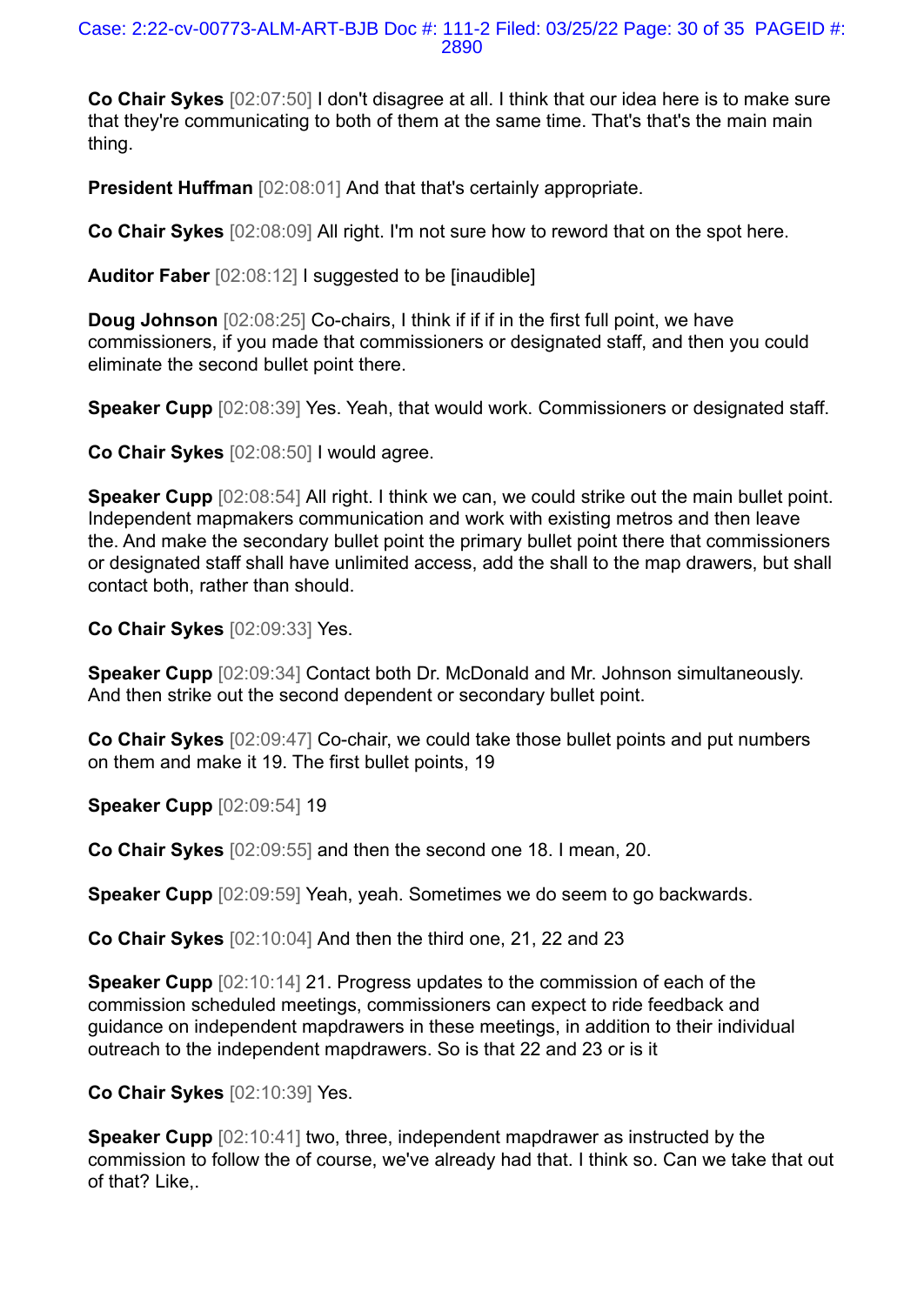**Co Chair Sykes** [02:07:50] I don't disagree at all. I think that our idea here is to make sure that they're communicating to both of them at the same time. That's that's the main main thing.

**President Huffman** [02:08:01] And that that's certainly appropriate.

**Co Chair Sykes** [02:08:09] All right. I'm not sure how to reword that on the spot here.

**Auditor Faber** [02:08:12] I suggested to be [inaudible]

**Doug Johnson** [02:08:25] Co-chairs, I think if if if in the first full point, we have commissioners, if you made that commissioners or designated staff, and then you could eliminate the second bullet point there.

**Speaker Cupp** [02:08:39] Yes. Yeah, that would work. Commissioners or designated staff.

**Co Chair Sykes** [02:08:50] I would agree.

**Speaker Cupp** [02:08:54] All right. I think we can, we could strike out the main bullet point. Independent mapmakers communication and work with existing metros and then leave the. And make the secondary bullet point the primary bullet point there that commissioners or designated staff shall have unlimited access, add the shall to the map drawers, but shall contact both, rather than should.

**Co Chair Sykes** [02:09:33] Yes.

**Speaker Cupp** [02:09:34] Contact both Dr. McDonald and Mr. Johnson simultaneously. And then strike out the second dependent or secondary bullet point.

**Co Chair Sykes** [02:09:47] Co-chair, we could take those bullet points and put numbers on them and make it 19. The first bullet points, 19

**Speaker Cupp** [02:09:54] 19

**Co Chair Sykes** [02:09:55] and then the second one 18. I mean, 20.

**Speaker Cupp** [02:09:59] Yeah, yeah. Sometimes we do seem to go backwards.

**Co Chair Sykes** [02:10:04] And then the third one, 21, 22 and 23

**Speaker Cupp** [02:10:14] 21. Progress updates to the commission of each of the commission scheduled meetings, commissioners can expect to ride feedback and guidance on independent mapdrawers in these meetings, in addition to their individual outreach to the independent mapdrawers. So is that 22 and 23 or is it

**Co Chair Sykes** [02:10:39] Yes.

**Speaker Cupp** [02:10:41] two, three, independent mapdrawer as instructed by the commission to follow the of course, we've already had that. I think so. Can we take that out of that? Like,.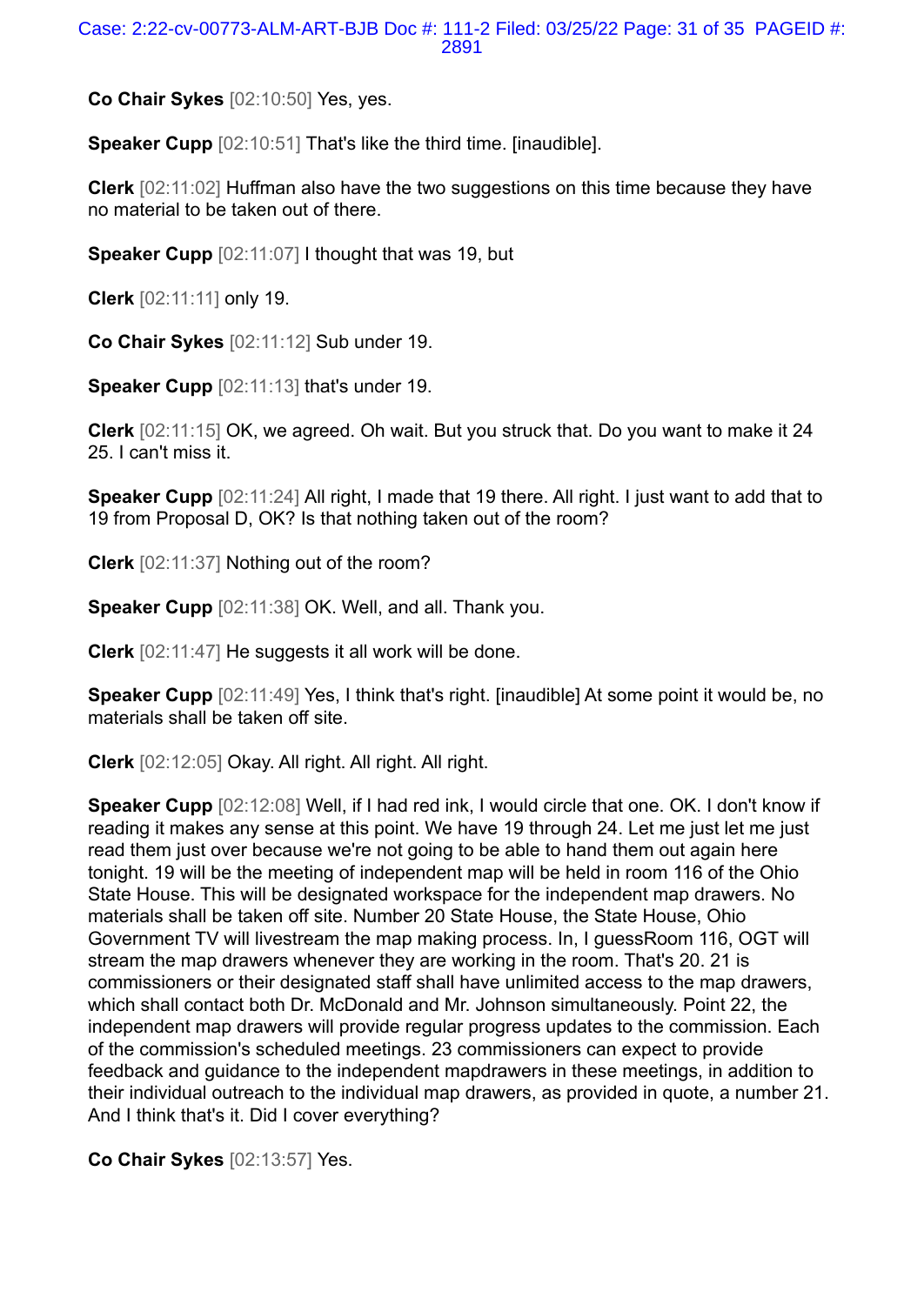**Co Chair Sykes** [02:10:50] Yes, yes.

**Speaker Cupp** [02:10:51] That's like the third time. [inaudible].

**Clerk** [02:11:02] Huffman also have the two suggestions on this time because they have no material to be taken out of there.

**Speaker Cupp** [02:11:07] I thought that was 19, but

**Clerk** [02:11:11] only 19.

**Co Chair Sykes** [02:11:12] Sub under 19.

**Speaker Cupp** [02:11:13] that's under 19.

**Clerk** [02:11:15] OK, we agreed. Oh wait. But you struck that. Do you want to make it 24 25. I can't miss it.

**Speaker Cupp** [02:11:24] All right, I made that 19 there. All right. I just want to add that to 19 from Proposal D, OK? Is that nothing taken out of the room?

**Clerk** [02:11:37] Nothing out of the room?

**Speaker Cupp** [02:11:38] OK. Well, and all. Thank you.

**Clerk** [02:11:47] He suggests it all work will be done.

**Speaker Cupp** [02:11:49] Yes, I think that's right. [inaudible] At some point it would be, no materials shall be taken off site.

**Clerk** [02:12:05] Okay. All right. All right. All right.

**Speaker Cupp** [02:12:08] Well, if I had red ink, I would circle that one. OK. I don't know if reading it makes any sense at this point. We have 19 through 24. Let me just let me just read them just over because we're not going to be able to hand them out again here tonight. 19 will be the meeting of independent map will be held in room 116 of the Ohio State House. This will be designated workspace for the independent map drawers. No materials shall be taken off site. Number 20 State House, the State House, Ohio Government TV will livestream the map making process. In, I guessRoom 116, OGT will stream the map drawers whenever they are working in the room. That's 20. 21 is commissioners or their designated staff shall have unlimited access to the map drawers, which shall contact both Dr. McDonald and Mr. Johnson simultaneously. Point 22, the independent map drawers will provide regular progress updates to the commission. Each of the commission's scheduled meetings. 23 commissioners can expect to provide feedback and guidance to the independent mapdrawers in these meetings, in addition to their individual outreach to the individual map drawers, as provided in quote, a number 21. And I think that's it. Did I cover everything?

**Co Chair Sykes** [02:13:57] Yes.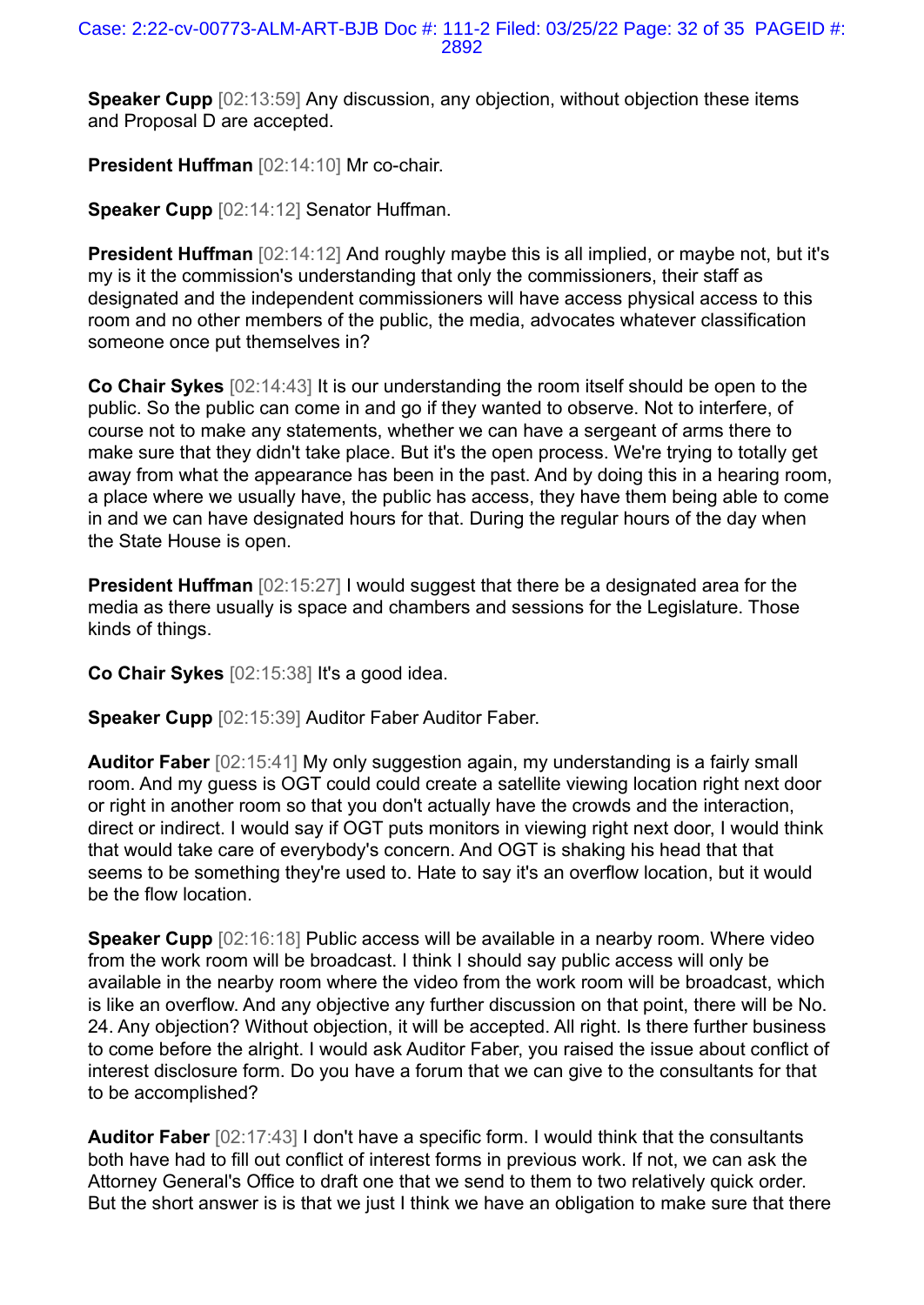**Speaker Cupp** [02:13:59] Any discussion, any objection, without objection these items and Proposal D are accepted.

**President Huffman** [02:14:10] Mr co-chair.

**Speaker Cupp** [02:14:12] Senator Huffman.

**President Huffman** [02:14:12] And roughly maybe this is all implied, or maybe not, but it's my is it the commission's understanding that only the commissioners, their staff as designated and the independent commissioners will have access physical access to this room and no other members of the public, the media, advocates whatever classification someone once put themselves in?

**Co Chair Sykes** [02:14:43] It is our understanding the room itself should be open to the public. So the public can come in and go if they wanted to observe. Not to interfere, of course not to make any statements, whether we can have a sergeant of arms there to make sure that they didn't take place. But it's the open process. We're trying to totally get away from what the appearance has been in the past. And by doing this in a hearing room, a place where we usually have, the public has access, they have them being able to come in and we can have designated hours for that. During the regular hours of the day when the State House is open.

**President Huffman** [02:15:27] I would suggest that there be a designated area for the media as there usually is space and chambers and sessions for the Legislature. Those kinds of things.

**Co Chair Sykes** [02:15:38] It's a good idea.

**Speaker Cupp** [02:15:39] Auditor Faber Auditor Faber.

**Auditor Faber** [02:15:41] My only suggestion again, my understanding is a fairly small room. And my guess is OGT could could create a satellite viewing location right next door or right in another room so that you don't actually have the crowds and the interaction, direct or indirect. I would say if OGT puts monitors in viewing right next door, I would think that would take care of everybody's concern. And OGT is shaking his head that that seems to be something they're used to. Hate to say it's an overflow location, but it would be the flow location.

**Speaker Cupp** [02:16:18] Public access will be available in a nearby room. Where video from the work room will be broadcast. I think I should say public access will only be available in the nearby room where the video from the work room will be broadcast, which is like an overflow. And any objective any further discussion on that point, there will be No. 24. Any objection? Without objection, it will be accepted. All right. Is there further business to come before the alright. I would ask Auditor Faber, you raised the issue about conflict of interest disclosure form. Do you have a forum that we can give to the consultants for that to be accomplished?

**Auditor Faber** [02:17:43] I don't have a specific form. I would think that the consultants both have had to fill out conflict of interest forms in previous work. If not, we can ask the Attorney General's Office to draft one that we send to them to two relatively quick order. But the short answer is is that we just I think we have an obligation to make sure that there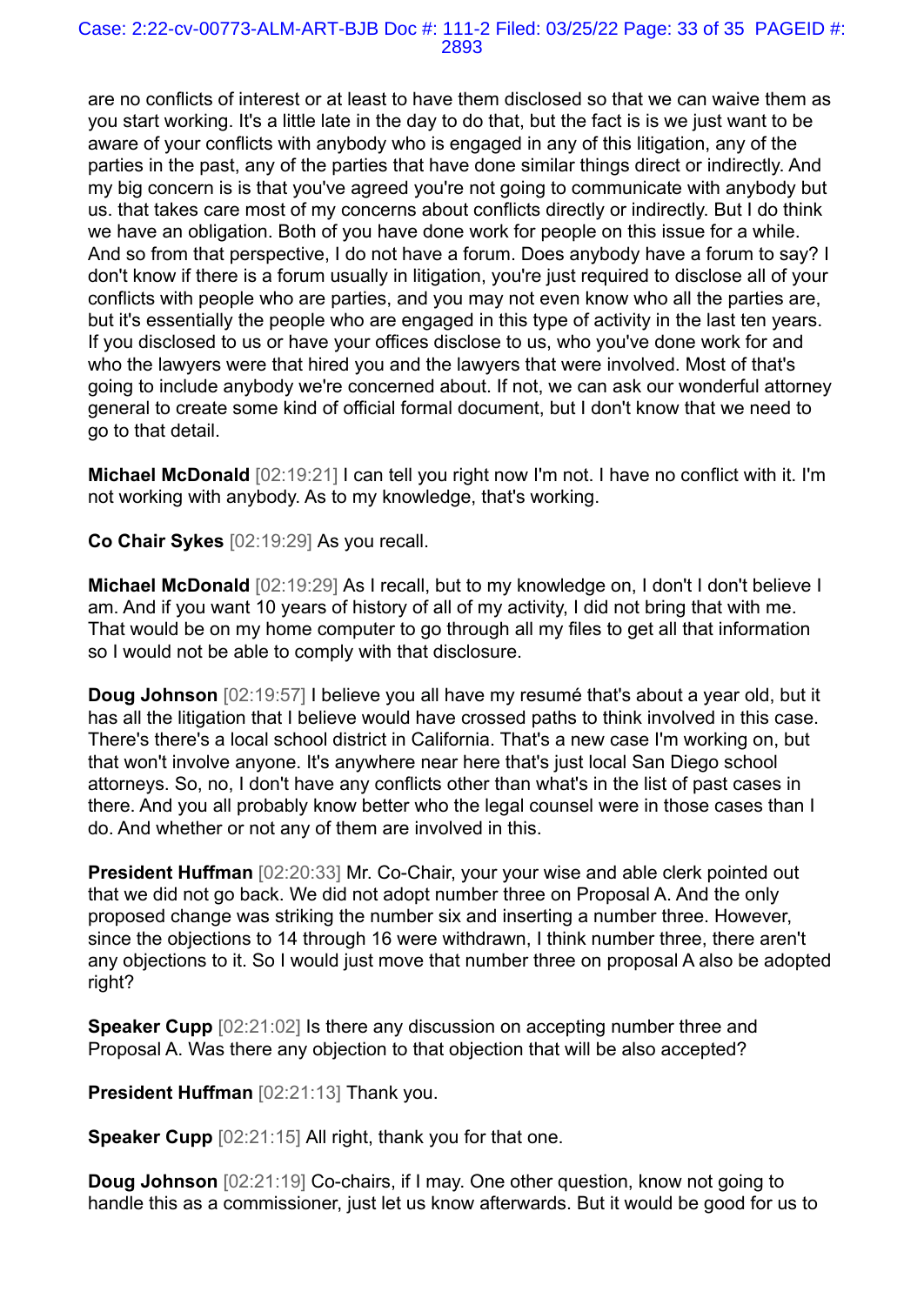are no conflicts of interest or at least to have them disclosed so that we can waive them as you start working. It's a little late in the day to do that, but the fact is is we just want to be aware of your conflicts with anybody who is engaged in any of this litigation, any of the parties in the past, any of the parties that have done similar things direct or indirectly. And my big concern is is that you've agreed you're not going to communicate with anybody but us. that takes care most of my concerns about conflicts directly or indirectly. But I do think we have an obligation. Both of you have done work for people on this issue for a while. And so from that perspective, I do not have a forum. Does anybody have a forum to say? I don't know if there is a forum usually in litigation, you're just required to disclose all of your conflicts with people who are parties, and you may not even know who all the parties are, but it's essentially the people who are engaged in this type of activity in the last ten years. If you disclosed to us or have your offices disclose to us, who you've done work for and who the lawyers were that hired you and the lawyers that were involved. Most of that's going to include anybody we're concerned about. If not, we can ask our wonderful attorney general to create some kind of official formal document, but I don't know that we need to go to that detail.

**Michael McDonald** [02:19:21] I can tell you right now I'm not. I have no conflict with it. I'm not working with anybody. As to my knowledge, that's working.

**Co Chair Sykes** [02:19:29] As you recall.

**Michael McDonald** [02:19:29] As I recall, but to my knowledge on, I don't I don't believe I am. And if you want 10 years of history of all of my activity, I did not bring that with me. That would be on my home computer to go through all my files to get all that information so I would not be able to comply with that disclosure.

**Doug Johnson** [02:19:57] I believe you all have my resumé that's about a year old, but it has all the litigation that I believe would have crossed paths to think involved in this case. There's there's a local school district in California. That's a new case I'm working on, but that won't involve anyone. It's anywhere near here that's just local San Diego school attorneys. So, no, I don't have any conflicts other than what's in the list of past cases in there. And you all probably know better who the legal counsel were in those cases than I do. And whether or not any of them are involved in this.

**President Huffman** [02:20:33] Mr. Co-Chair, your your wise and able clerk pointed out that we did not go back. We did not adopt number three on Proposal A. And the only proposed change was striking the number six and inserting a number three. However, since the objections to 14 through 16 were withdrawn, I think number three, there aren't any objections to it. So I would just move that number three on proposal A also be adopted right?

**Speaker Cupp** [02:21:02] Is there any discussion on accepting number three and Proposal A. Was there any objection to that objection that will be also accepted?

**President Huffman** [02:21:13] Thank you.

**Speaker Cupp** [02:21:15] All right, thank you for that one.

**Doug Johnson** [02:21:19] Co-chairs, if I may. One other question, know not going to handle this as a commissioner, just let us know afterwards. But it would be good for us to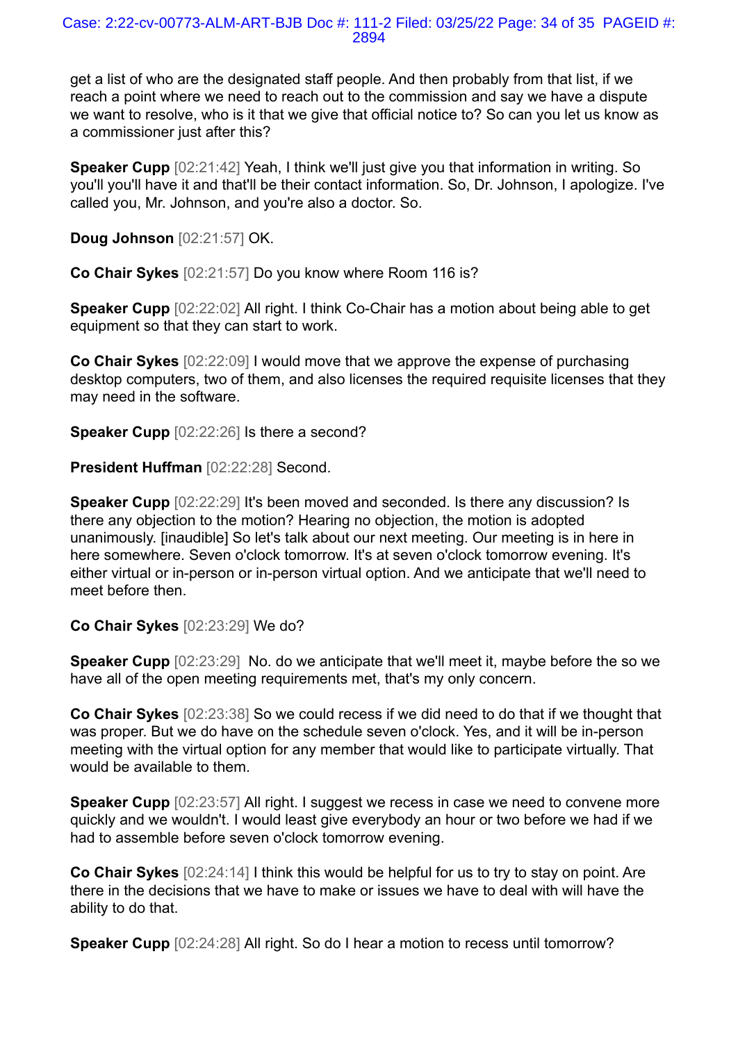get a list of who are the designated staff people. And then probably from that list, if we reach a point where we need to reach out to the commission and say we have a dispute we want to resolve, who is it that we give that official notice to? So can you let us know as a commissioner just after this?

**Speaker Cupp** [02:21:42] Yeah, I think we'll just give you that information in writing. So you'll you'll have it and that'll be their contact information. So, Dr. Johnson, I apologize. I've called you, Mr. Johnson, and you're also a doctor. So.

**Doug Johnson** [02:21:57] OK.

**Co Chair Sykes** [02:21:57] Do you know where Room 116 is?

**Speaker Cupp** [02:22:02] All right. I think Co-Chair has a motion about being able to get equipment so that they can start to work.

**Co Chair Sykes** [02:22:09] I would move that we approve the expense of purchasing desktop computers, two of them, and also licenses the required requisite licenses that they may need in the software.

**Speaker Cupp** [02:22:26] Is there a second?

**President Huffman** [02:22:28] Second.

**Speaker Cupp** [02:22:29] It's been moved and seconded. Is there any discussion? Is there any objection to the motion? Hearing no objection, the motion is adopted unanimously. [inaudible] So let's talk about our next meeting. Our meeting is in here in here somewhere. Seven o'clock tomorrow. It's at seven o'clock tomorrow evening. It's either virtual or in-person or in-person virtual option. And we anticipate that we'll need to meet before then.

**Co Chair Sykes** [02:23:29] We do?

**Speaker Cupp** [02:23:29] No. do we anticipate that we'll meet it, maybe before the so we have all of the open meeting requirements met, that's my only concern.

**Co Chair Sykes** [02:23:38] So we could recess if we did need to do that if we thought that was proper. But we do have on the schedule seven o'clock. Yes, and it will be in-person meeting with the virtual option for any member that would like to participate virtually. That would be available to them.

**Speaker Cupp** [02:23:57] All right. I suggest we recess in case we need to convene more quickly and we wouldn't. I would least give everybody an hour or two before we had if we had to assemble before seven o'clock tomorrow evening.

**Co Chair Sykes** [02:24:14] I think this would be helpful for us to try to stay on point. Are there in the decisions that we have to make or issues we have to deal with will have the ability to do that.

**Speaker Cupp** [02:24:28] All right. So do I hear a motion to recess until tomorrow?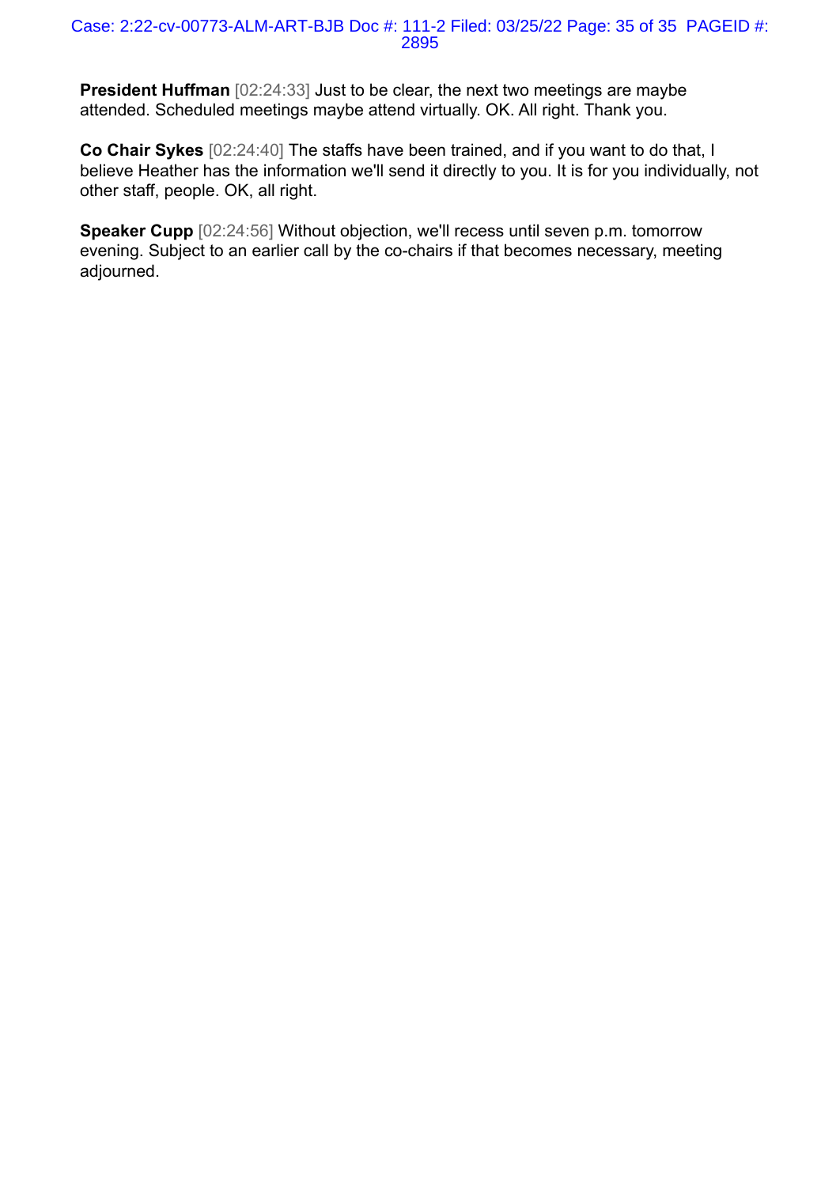**President Huffman** [02:24:33] Just to be clear, the next two meetings are maybe attended. Scheduled meetings maybe attend virtually. OK. All right. Thank you.

**Co Chair Sykes** [02:24:40] The staffs have been trained, and if you want to do that, I believe Heather has the information we'll send it directly to you. It is for you individually, not other staff, people. OK, all right.

**Speaker Cupp** [02:24:56] Without objection, we'll recess until seven p.m. tomorrow evening. Subject to an earlier call by the co-chairs if that becomes necessary, meeting adjourned.